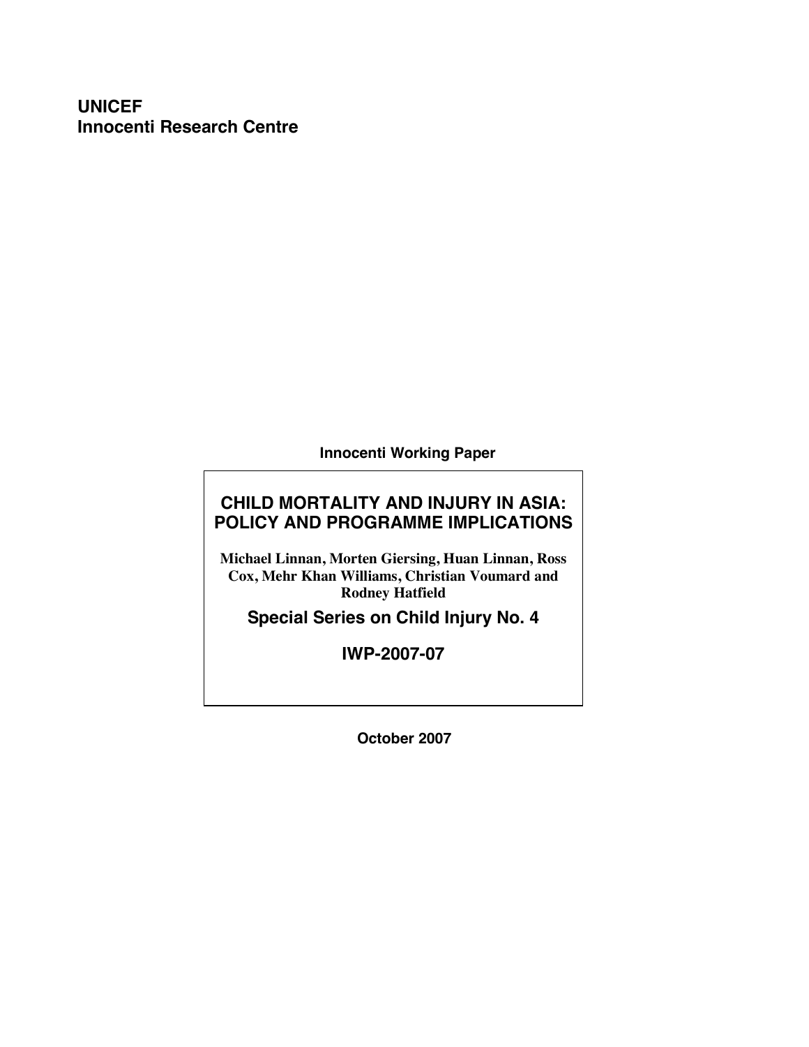**UNICEF**
**Innocenti Research Centre**

**Innocenti Working Paper**

# CHILD MORTALITY AND INJURY IN ASIA: POLICY AND PROGRAMME IMPLICATIONS

**Michael Linnan, Morten Giersing, Huan Linnan, Ross Cox, Mehr Khan Williams, Christian Voumard and Rodney Hatfield**

**Special Series on Child Injury No. 4**

**IWP-2007-07**

**October 2007**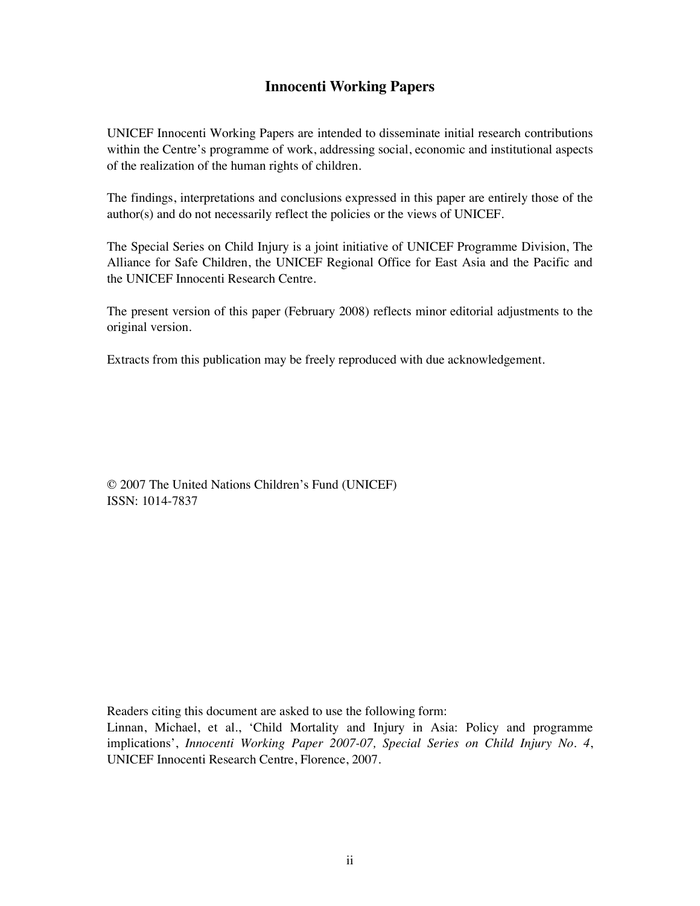## Innocenti Working Papers

UNICEF Innocenti Working Papers are intended to disseminate initial research contributions within the Centre's programme of work, addressing social, economic and institutional aspects of the realization of the human rights of children.

The findings, interpretations and conclusions expressed in this paper are entirely those of the author(s) and do not necessarily reflect the policies or the views of UNICEF.

The Special Series on Child Injury is a joint initiative of UNICEF Programme Division, The Alliance for Safe Children, the UNICEF Regional Office for East Asia and the Pacific and the UNICEF Innocenti Research Centre.

The present version of this paper (February 2008) reflects minor editorial adjustments to the original version.

Extracts from this publication may be freely reproduced with due acknowledgement.

© 2007 The United Nations Children's Fund (UNICEF)
ISSN: 1014-7837

Readers citing this document are asked to use the following form:
Linnan, Michael, et al., 'Child Mortality and Injury in Asia: Policy and programme implications', *Innocenti Working Paper 2007-07, Special Series on Child Injury No. 4*, UNICEF Innocenti Research Centre, Florence, 2007.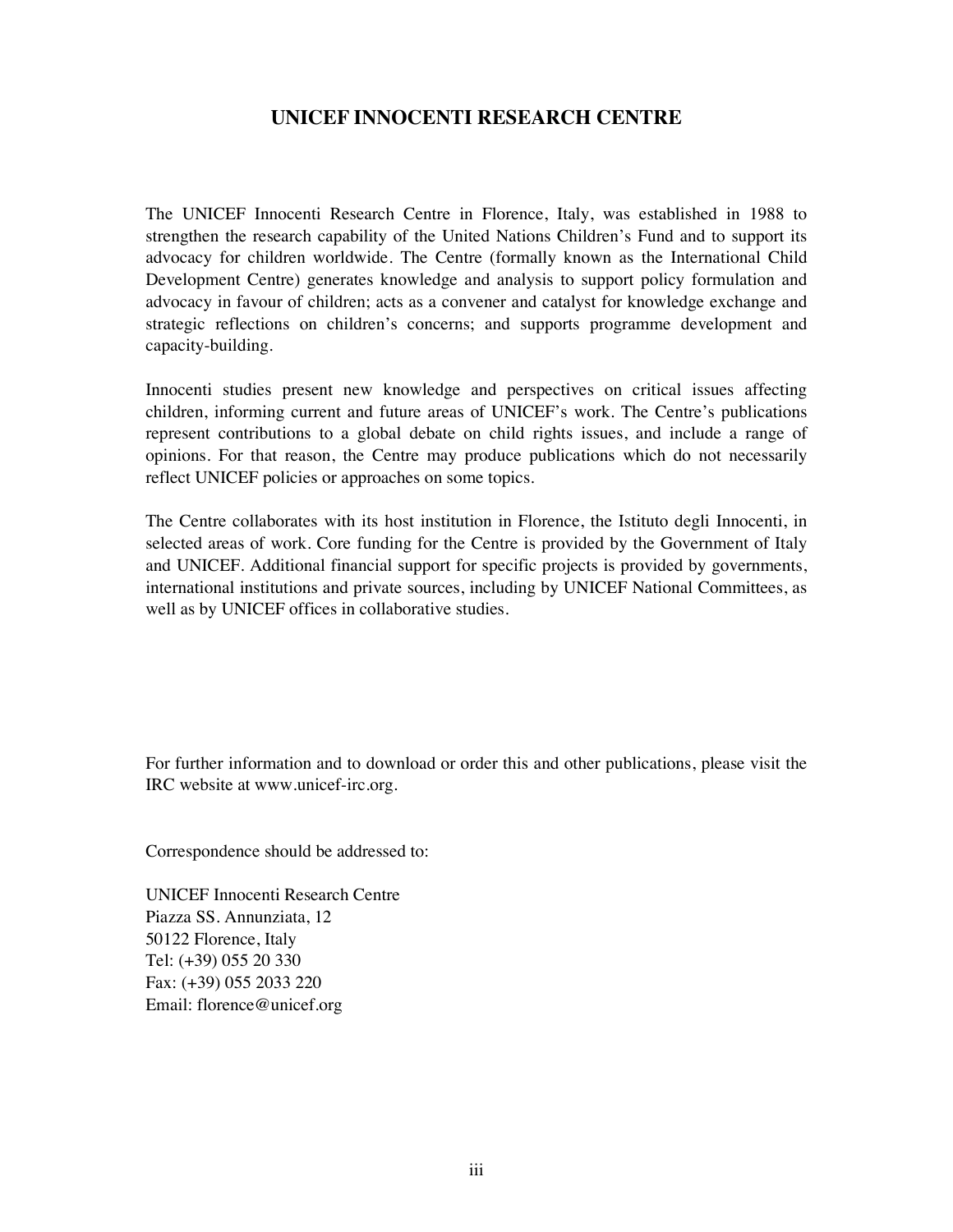## UNICEF INNOCENTI RESEARCH CENTRE

The UNICEF Innocenti Research Centre in Florence, Italy, was established in 1988 to strengthen the research capability of the United Nations Children's Fund and to support its advocacy for children worldwide. The Centre (formally known as the International Child Development Centre) generates knowledge and analysis to support policy formulation and advocacy in favour of children; acts as a convener and catalyst for knowledge exchange and strategic reflections on children's concerns; and supports programme development and capacity-building.

Innocenti studies present new knowledge and perspectives on critical issues affecting children, informing current and future areas of UNICEF's work. The Centre's publications represent contributions to a global debate on child rights issues, and include a range of opinions. For that reason, the Centre may produce publications which do not necessarily reflect UNICEF policies or approaches on some topics.

The Centre collaborates with its host institution in Florence, the Istituto degli Innocenti, in selected areas of work. Core funding for the Centre is provided by the Government of Italy and UNICEF. Additional financial support for specific projects is provided by governments, international institutions and private sources, including by UNICEF National Committees, as well as by UNICEF offices in collaborative studies.

For further information and to download or order this and other publications, please visit the IRC website at www.unicef-irc.org.

Correspondence should be addressed to:

UNICEF Innocenti Research Centre
Piazza SS. Annunziata, 12
50122 Florence, Italy
Tel: (+39) 055 20 330
Fax: (+39) 055 2033 220
Email: florence@unicef.org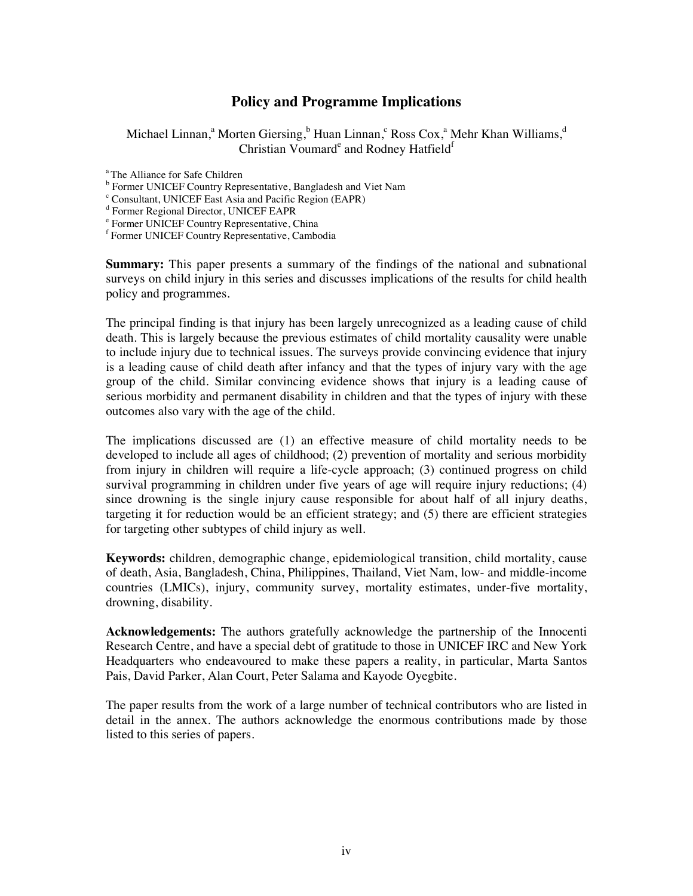# Policy and Programme Implications

Michael Linnan,[a] Morten Giersing,[b] Huan Linnan,[c] Ross Cox,[a] Mehr Khan Williams,[d] Christian Voumard[e] and Rodney Hatfield[f]

[a] The Alliance for Safe Children
[b] Former UNICEF Country Representative, Bangladesh and Viet Nam
[c] Consultant, UNICEF East Asia and Pacific Region (EAPR)
[d] Former Regional Director, UNICEF EAPR
[e] Former UNICEF Country Representative, China
[f] Former UNICEF Country Representative, Cambodia

**Summary:** This paper presents a summary of the findings of the national and subnational surveys on child injury in this series and discusses implications of the results for child health policy and programmes.

The principal finding is that injury has been largely unrecognized as a leading cause of child death. This is largely because the previous estimates of child mortality causality were unable to include injury due to technical issues. The surveys provide convincing evidence that injury is a leading cause of child death after infancy and that the types of injury vary with the age group of the child. Similar convincing evidence shows that injury is a leading cause of serious morbidity and permanent disability in children and that the types of injury with these outcomes also vary with the age of the child.

The implications discussed are (1) an effective measure of child mortality needs to be developed to include all ages of childhood; (2) prevention of mortality and serious morbidity from injury in children will require a life-cycle approach; (3) continued progress on child survival programming in children under five years of age will require injury reductions; (4) since drowning is the single injury cause responsible for about half of all injury deaths, targeting it for reduction would be an efficient strategy; and (5) there are efficient strategies for targeting other subtypes of child injury as well.

**Keywords:** children, demographic change, epidemiological transition, child mortality, cause of death, Asia, Bangladesh, China, Philippines, Thailand, Viet Nam, low- and middle-income countries (LMICs), injury, community survey, mortality estimates, under-five mortality, drowning, disability.

**Acknowledgements:** The authors gratefully acknowledge the partnership of the Innocenti Research Centre, and have a special debt of gratitude to those in UNICEF IRC and New York Headquarters who endeavoured to make these papers a reality, in particular, Marta Santos Pais, David Parker, Alan Court, Peter Salama and Kayode Oyegbite.

The paper results from the work of a large number of technical contributors who are listed in detail in the annex. The authors acknowledge the enormous contributions made by those listed to this series of papers.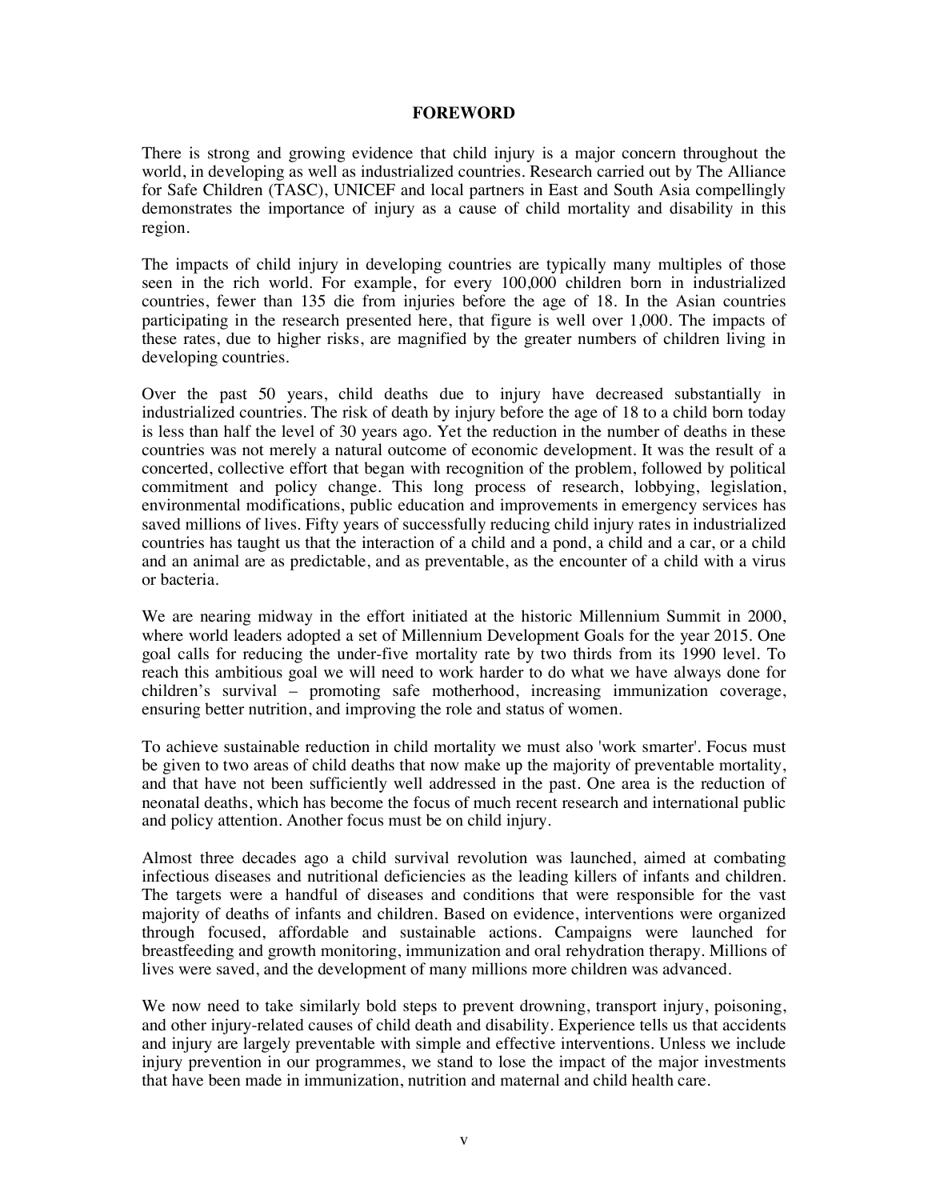# FOREWORD

There is strong and growing evidence that child injury is a major concern throughout the world, in developing as well as industrialized countries. Research carried out by The Alliance for Safe Children (TASC), UNICEF and local partners in East and South Asia compellingly demonstrates the importance of injury as a cause of child mortality and disability in this region.

The impacts of child injury in developing countries are typically many multiples of those seen in the rich world. For example, for every 100,000 children born in industrialized countries, fewer than 135 die from injuries before the age of 18. In the Asian countries participating in the research presented here, that figure is well over 1,000. The impacts of these rates, due to higher risks, are magnified by the greater numbers of children living in developing countries.

Over the past 50 years, child deaths due to injury have decreased substantially in industrialized countries. The risk of death by injury before the age of 18 to a child born today is less than half the level of 30 years ago. Yet the reduction in the number of deaths in these countries was not merely a natural outcome of economic development. It was the result of a concerted, collective effort that began with recognition of the problem, followed by political commitment and policy change. This long process of research, lobbying, legislation, environmental modifications, public education and improvements in emergency services has saved millions of lives. Fifty years of successfully reducing child injury rates in industrialized countries has taught us that the interaction of a child and a pond, a child and a car, or a child and an animal are as predictable, and as preventable, as the encounter of a child with a virus or bacteria.

We are nearing midway in the effort initiated at the historic Millennium Summit in 2000, where world leaders adopted a set of Millennium Development Goals for the year 2015. One goal calls for reducing the under-five mortality rate by two thirds from its 1990 level. To reach this ambitious goal we will need to work harder to do what we have always done for children's survival – promoting safe motherhood, increasing immunization coverage, ensuring better nutrition, and improving the role and status of women.

To achieve sustainable reduction in child mortality we must also 'work smarter'. Focus must be given to two areas of child deaths that now make up the majority of preventable mortality, and that have not been sufficiently well addressed in the past. One area is the reduction of neonatal deaths, which has become the focus of much recent research and international public and policy attention. Another focus must be on child injury.

Almost three decades ago a child survival revolution was launched, aimed at combating infectious diseases and nutritional deficiencies as the leading killers of infants and children. The targets were a handful of diseases and conditions that were responsible for the vast majority of deaths of infants and children. Based on evidence, interventions were organized through focused, affordable and sustainable actions. Campaigns were launched for breastfeeding and growth monitoring, immunization and oral rehydration therapy. Millions of lives were saved, and the development of many millions more children was advanced.

We now need to take similarly bold steps to prevent drowning, transport injury, poisoning, and other injury-related causes of child death and disability. Experience tells us that accidents and injury are largely preventable with simple and effective interventions. Unless we include injury prevention in our programmes, we stand to lose the impact of the major investments that have been made in immunization, nutrition and maternal and child health care.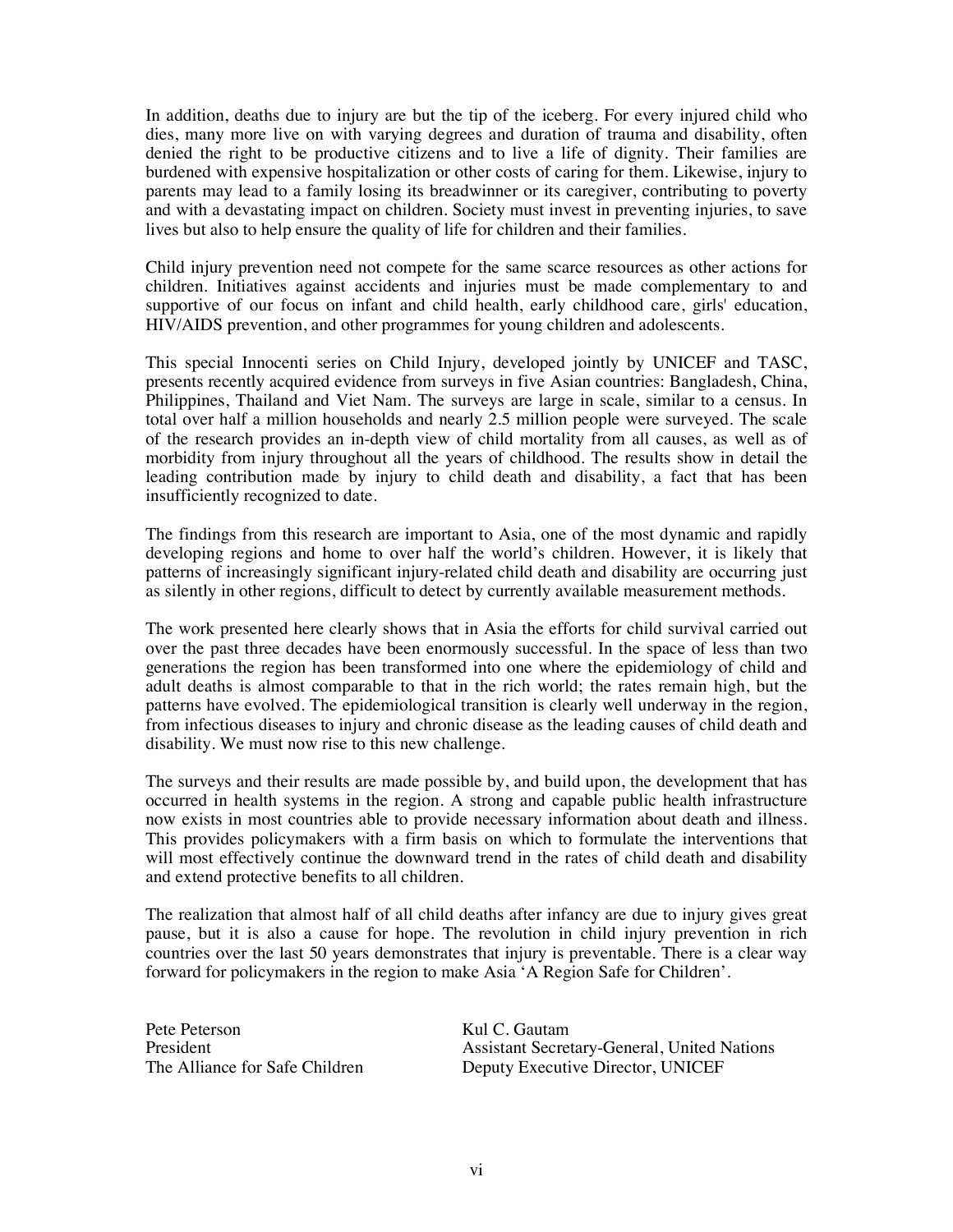In addition, deaths due to injury are but the tip of the iceberg. For every injured child who dies, many more live on with varying degrees and duration of trauma and disability, often denied the right to be productive citizens and to live a life of dignity. Their families are burdened with expensive hospitalization or other costs of caring for them. Likewise, injury to parents may lead to a family losing its breadwinner or its caregiver, contributing to poverty and with a devastating impact on children. Society must invest in preventing injuries, to save lives but also to help ensure the quality of life for children and their families.

Child injury prevention need not compete for the same scarce resources as other actions for children. Initiatives against accidents and injuries must be made complementary to and supportive of our focus on infant and child health, early childhood care, girls' education, HIV/AIDS prevention, and other programmes for young children and adolescents.

This special Innocenti series on Child Injury, developed jointly by UNICEF and TASC, presents recently acquired evidence from surveys in five Asian countries: Bangladesh, China, Philippines, Thailand and Viet Nam. The surveys are large in scale, similar to a census. In total over half a million households and nearly 2.5 million people were surveyed. The scale of the research provides an in-depth view of child mortality from all causes, as well as of morbidity from injury throughout all the years of childhood. The results show in detail the leading contribution made by injury to child death and disability, a fact that has been insufficiently recognized to date.

The findings from this research are important to Asia, one of the most dynamic and rapidly developing regions and home to over half the world's children. However, it is likely that patterns of increasingly significant injury-related child death and disability are occurring just as silently in other regions, difficult to detect by currently available measurement methods.

The work presented here clearly shows that in Asia the efforts for child survival carried out over the past three decades have been enormously successful. In the space of less than two generations the region has been transformed into one where the epidemiology of child and adult deaths is almost comparable to that in the rich world; the rates remain high, but the patterns have evolved. The epidemiological transition is clearly well underway in the region, from infectious diseases to injury and chronic disease as the leading causes of child death and disability. We must now rise to this new challenge.

The surveys and their results are made possible by, and build upon, the development that has occurred in health systems in the region. A strong and capable public health infrastructure now exists in most countries able to provide necessary information about death and illness. This provides policymakers with a firm basis on which to formulate the interventions that will most effectively continue the downward trend in the rates of child death and disability and extend protective benefits to all children.

The realization that almost half of all child deaths after infancy are due to injury gives great pause, but it is also a cause for hope. The revolution in child injury prevention in rich countries over the last 50 years demonstrates that injury is preventable. There is a clear way forward for policymakers in the region to make Asia 'A Region Safe for Children'.

Pete Peterson
President
The Alliance for Safe Children

Kul C. Gautam
Assistant Secretary-General, United Nations
Deputy Executive Director, UNICEF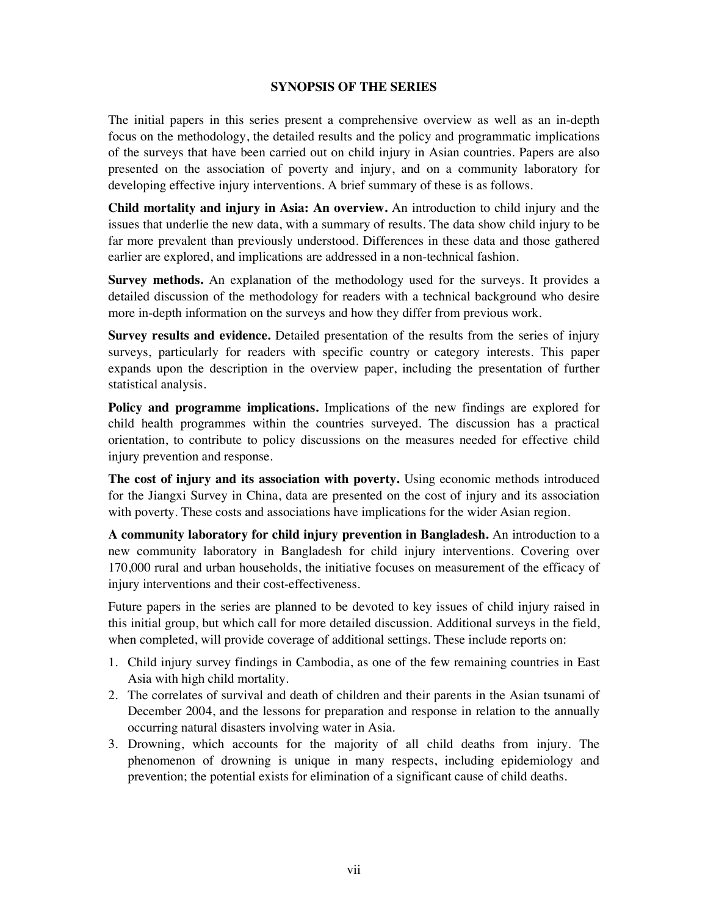## SYNOPSIS OF THE SERIES

The initial papers in this series present a comprehensive overview as well as an in-depth focus on the methodology, the detailed results and the policy and programmatic implications of the surveys that have been carried out on child injury in Asian countries. Papers are also presented on the association of poverty and injury, and on a community laboratory for developing effective injury interventions. A brief summary of these is as follows.

**Child mortality and injury in Asia: An overview.** An introduction to child injury and the issues that underlie the new data, with a summary of results. The data show child injury to be far more prevalent than previously understood. Differences in these data and those gathered earlier are explored, and implications are addressed in a non-technical fashion.

**Survey methods.** An explanation of the methodology used for the surveys. It provides a detailed discussion of the methodology for readers with a technical background who desire more in-depth information on the surveys and how they differ from previous work.

**Survey results and evidence.** Detailed presentation of the results from the series of injury surveys, particularly for readers with specific country or category interests. This paper expands upon the description in the overview paper, including the presentation of further statistical analysis.

**Policy and programme implications.** Implications of the new findings are explored for child health programmes within the countries surveyed. The discussion has a practical orientation, to contribute to policy discussions on the measures needed for effective child injury prevention and response.

**The cost of injury and its association with poverty.** Using economic methods introduced for the Jiangxi Survey in China, data are presented on the cost of injury and its association with poverty. These costs and associations have implications for the wider Asian region.

**A community laboratory for child injury prevention in Bangladesh.** An introduction to a new community laboratory in Bangladesh for child injury interventions. Covering over 170,000 rural and urban households, the initiative focuses on measurement of the efficacy of injury interventions and their cost-effectiveness.

Future papers in the series are planned to be devoted to key issues of child injury raised in this initial group, but which call for more detailed discussion. Additional surveys in the field, when completed, will provide coverage of additional settings. These include reports on:

1. Child injury survey findings in Cambodia, as one of the few remaining countries in East Asia with high child mortality.
2. The correlates of survival and death of children and their parents in the Asian tsunami of December 2004, and the lessons for preparation and response in relation to the annually occurring natural disasters involving water in Asia.
3. Drowning, which accounts for the majority of all child deaths from injury. The phenomenon of drowning is unique in many respects, including epidemiology and prevention; the potential exists for elimination of a significant cause of child deaths.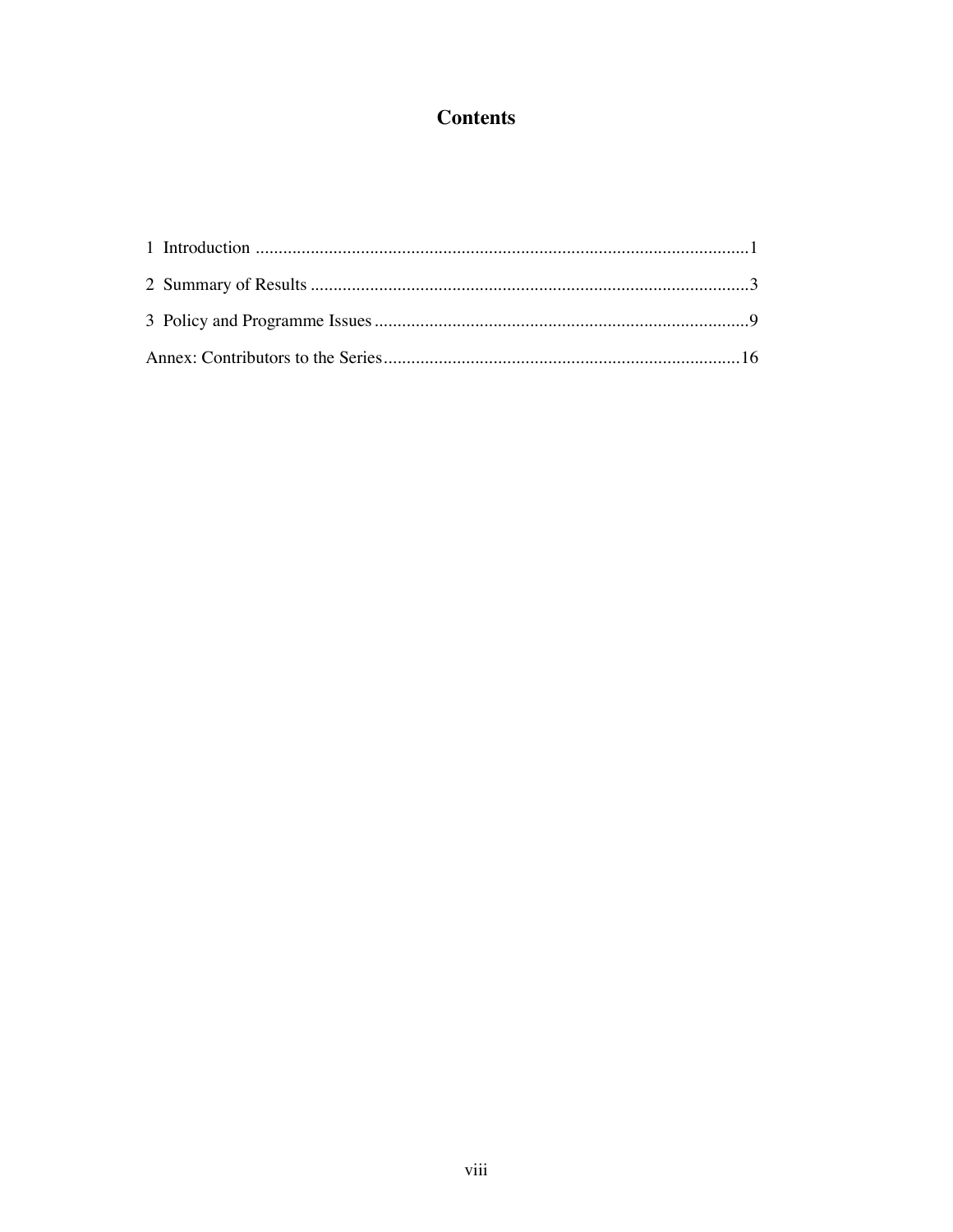# Contents

1 Introduction ............................................................................................................1

2 Summary of Results ................................................................................................3

3 Policy and Programme Issues ..................................................................................9

Annex: Contributors to the Series..............................................................................16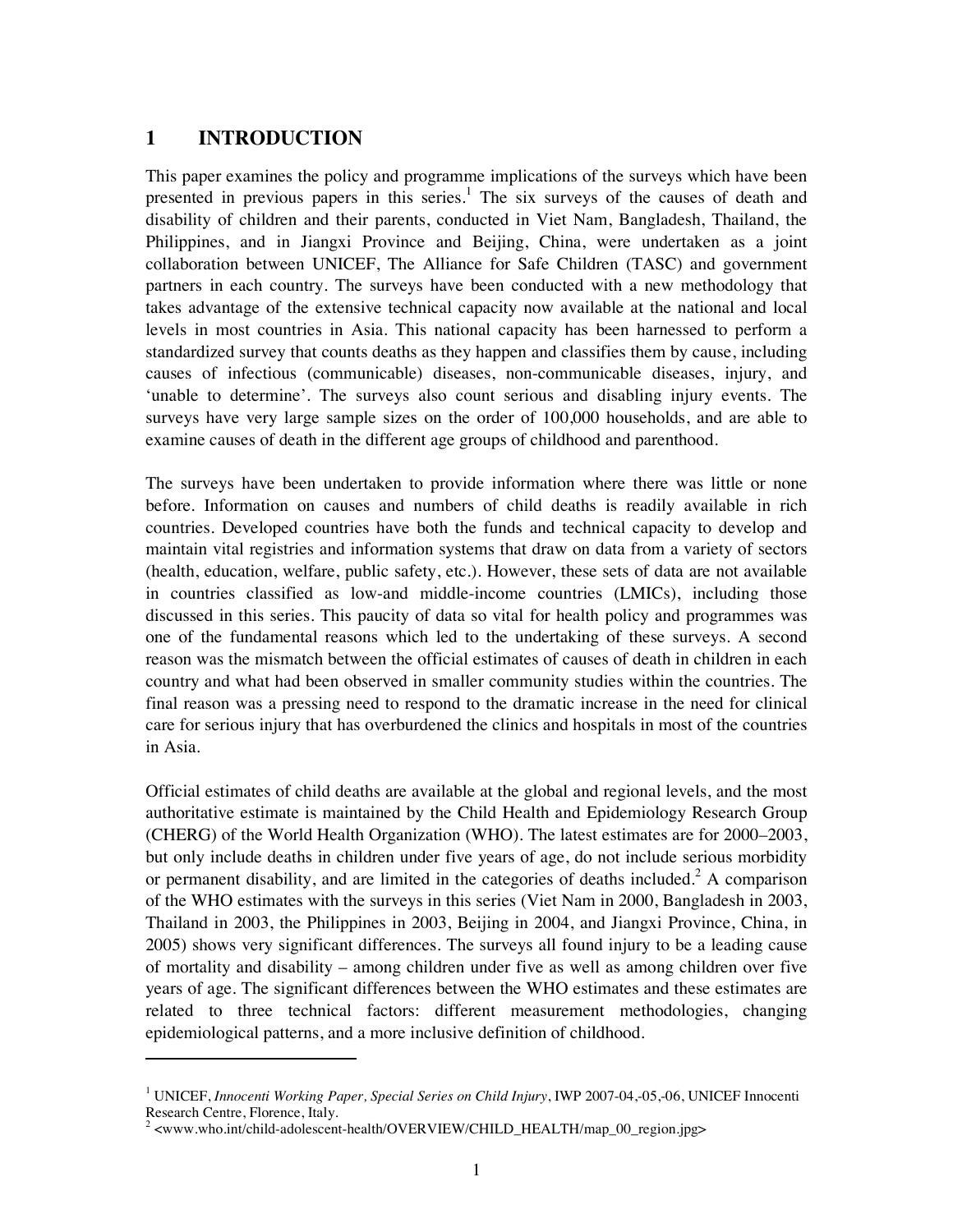# 1 INTRODUCTION

This paper examines the policy and programme implications of the surveys which have been presented in previous papers in this series.[1] The six surveys of the causes of death and disability of children and their parents, conducted in Viet Nam, Bangladesh, Thailand, the Philippines, and in Jiangxi Province and Beijing, China, were undertaken as a joint collaboration between UNICEF, The Alliance for Safe Children (TASC) and government partners in each country. The surveys have been conducted with a new methodology that takes advantage of the extensive technical capacity now available at the national and local levels in most countries in Asia. This national capacity has been harnessed to perform a standardized survey that counts deaths as they happen and classifies them by cause, including causes of infectious (communicable) diseases, non-communicable diseases, injury, and 'unable to determine'. The surveys also count serious and disabling injury events. The surveys have very large sample sizes on the order of 100,000 households, and are able to examine causes of death in the different age groups of childhood and parenthood.

The surveys have been undertaken to provide information where there was little or none before. Information on causes and numbers of child deaths is readily available in rich countries. Developed countries have both the funds and technical capacity to develop and maintain vital registries and information systems that draw on data from a variety of sectors (health, education, welfare, public safety, etc.). However, these sets of data are not available in countries classified as low-and middle-income countries (LMICs), including those discussed in this series. This paucity of data so vital for health policy and programmes was one of the fundamental reasons which led to the undertaking of these surveys. A second reason was the mismatch between the official estimates of causes of death in children in each country and what had been observed in smaller community studies within the countries. The final reason was a pressing need to respond to the dramatic increase in the need for clinical care for serious injury that has overburdened the clinics and hospitals in most of the countries in Asia.

Official estimates of child deaths are available at the global and regional levels, and the most authoritative estimate is maintained by the Child Health and Epidemiology Research Group (CHERG) of the World Health Organization (WHO). The latest estimates are for 2000–2003, but only include deaths in children under five years of age, do not include serious morbidity or permanent disability, and are limited in the categories of deaths included.[2] A comparison of the WHO estimates with the surveys in this series (Viet Nam in 2000, Bangladesh in 2003, Thailand in 2003, the Philippines in 2003, Beijing in 2004, and Jiangxi Province, China, in 2005) shows very significant differences. The surveys all found injury to be a leading cause of mortality and disability – among children under five as well as among children over five years of age. The significant differences between the WHO estimates and these estimates are related to three technical factors: different measurement methodologies, changing epidemiological patterns, and a more inclusive definition of childhood.

---

[1] UNICEF, *Innocenti Working Paper, Special Series on Child Injury*, IWP 2007-04,-05,-06, UNICEF Innocenti Research Centre, Florence, Italy.

[2] <www.who.int/child-adolescent-health/OVERVIEW/CHILD_HEALTH/map_00_region.jpg>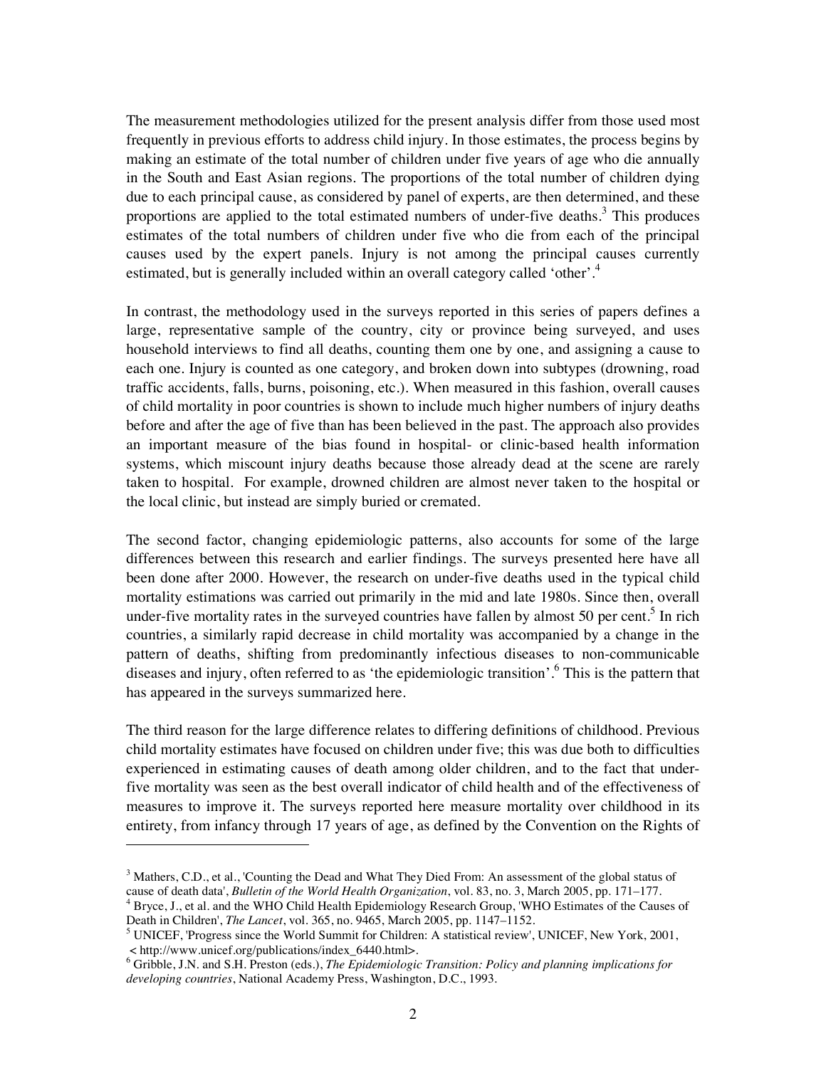The measurement methodologies utilized for the present analysis differ from those used most frequently in previous efforts to address child injury. In those estimates, the process begins by making an estimate of the total number of children under five years of age who die annually in the South and East Asian regions. The proportions of the total number of children dying due to each principal cause, as considered by panel of experts, are then determined, and these proportions are applied to the total estimated numbers of under-five deaths.[3] This produces estimates of the total numbers of children under five who die from each of the principal causes used by the expert panels. Injury is not among the principal causes currently estimated, but is generally included within an overall category called 'other'.[4]

In contrast, the methodology used in the surveys reported in this series of papers defines a large, representative sample of the country, city or province being surveyed, and uses household interviews to find all deaths, counting them one by one, and assigning a cause to each one. Injury is counted as one category, and broken down into subtypes (drowning, road traffic accidents, falls, burns, poisoning, etc.). When measured in this fashion, overall causes of child mortality in poor countries is shown to include much higher numbers of injury deaths before and after the age of five than has been believed in the past. The approach also provides an important measure of the bias found in hospital- or clinic-based health information systems, which miscount injury deaths because those already dead at the scene are rarely taken to hospital. For example, drowned children are almost never taken to the hospital or the local clinic, but instead are simply buried or cremated.

The second factor, changing epidemiologic patterns, also accounts for some of the large differences between this research and earlier findings. The surveys presented here have all been done after 2000. However, the research on under-five deaths used in the typical child mortality estimations was carried out primarily in the mid and late 1980s. Since then, overall under-five mortality rates in the surveyed countries have fallen by almost 50 per cent.[5] In rich countries, a similarly rapid decrease in child mortality was accompanied by a change in the pattern of deaths, shifting from predominantly infectious diseases to non-communicable diseases and injury, often referred to as 'the epidemiologic transition'.[6] This is the pattern that has appeared in the surveys summarized here.

The third reason for the large difference relates to differing definitions of childhood. Previous child mortality estimates have focused on children under five; this was due both to difficulties experienced in estimating causes of death among older children, and to the fact that under-five mortality was seen as the best overall indicator of child health and of the effectiveness of measures to improve it. The surveys reported here measure mortality over childhood in its entirety, from infancy through 17 years of age, as defined by the Convention on the Rights of

---

[3] Mathers, C.D., et al., 'Counting the Dead and What They Died From: An assessment of the global status of cause of death data', *Bulletin of the World Health Organization*, vol. 83, no. 3, March 2005, pp. 171–177.

[4] Bryce, J., et al. and the WHO Child Health Epidemiology Research Group, 'WHO Estimates of the Causes of Death in Children', *The Lancet*, vol. 365, no. 9465, March 2005, pp. 1147–1152.

[5] UNICEF, 'Progress since the World Summit for Children: A statistical review', UNICEF, New York, 2001, < http://www.unicef.org/publications/index_6440.html>.

[6] Gribble, J.N. and S.H. Preston (eds.), *The Epidemiologic Transition: Policy and planning implications for developing countries*, National Academy Press, Washington, D.C., 1993.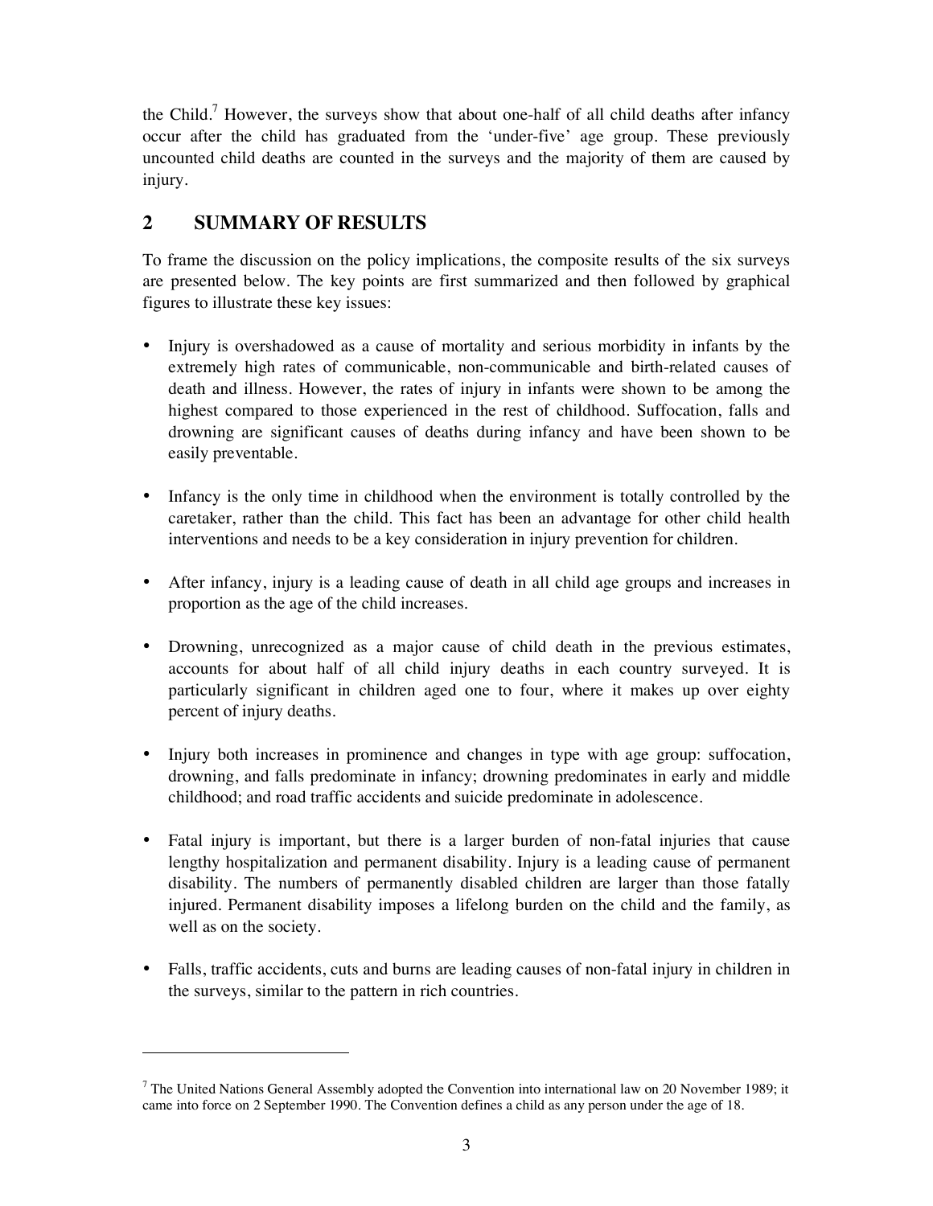the Child.[7] However, the surveys show that about one-half of all child deaths after infancy occur after the child has graduated from the 'under-five' age group. These previously uncounted child deaths are counted in the surveys and the majority of them are caused by injury.

## 2 SUMMARY OF RESULTS

To frame the discussion on the policy implications, the composite results of the six surveys are presented below. The key points are first summarized and then followed by graphical figures to illustrate these key issues:

- Injury is overshadowed as a cause of mortality and serious morbidity in infants by the extremely high rates of communicable, non-communicable and birth-related causes of death and illness. However, the rates of injury in infants were shown to be among the highest compared to those experienced in the rest of childhood. Suffocation, falls and drowning are significant causes of deaths during infancy and have been shown to be easily preventable.

- Infancy is the only time in childhood when the environment is totally controlled by the caretaker, rather than the child. This fact has been an advantage for other child health interventions and needs to be a key consideration in injury prevention for children.

- After infancy, injury is a leading cause of death in all child age groups and increases in proportion as the age of the child increases.

- Drowning, unrecognized as a major cause of child death in the previous estimates, accounts for about half of all child injury deaths in each country surveyed. It is particularly significant in children aged one to four, where it makes up over eighty percent of injury deaths.

- Injury both increases in prominence and changes in type with age group: suffocation, drowning, and falls predominate in infancy; drowning predominates in early and middle childhood; and road traffic accidents and suicide predominate in adolescence.

- Fatal injury is important, but there is a larger burden of non-fatal injuries that cause lengthy hospitalization and permanent disability. Injury is a leading cause of permanent disability. The numbers of permanently disabled children are larger than those fatally injured. Permanent disability imposes a lifelong burden on the child and the family, as well as on the society.

- Falls, traffic accidents, cuts and burns are leading causes of non-fatal injury in children in the surveys, similar to the pattern in rich countries.

---

[7] The United Nations General Assembly adopted the Convention into international law on 20 November 1989; it came into force on 2 September 1990. The Convention defines a child as any person under the age of 18.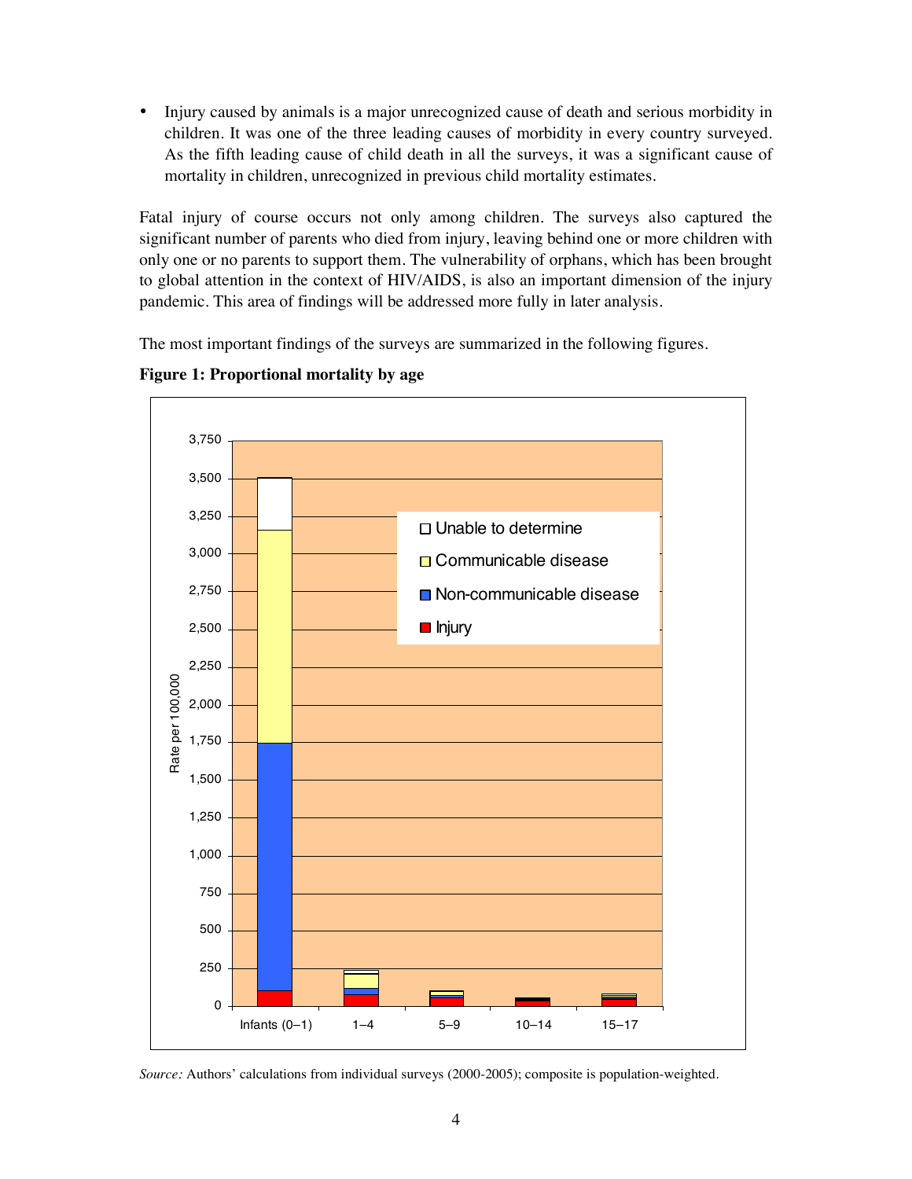- Injury caused by animals is a major unrecognized cause of death and serious morbidity in children. It was one of the three leading causes of morbidity in every country surveyed. As the fifth leading cause of child death in all the surveys, it was a significant cause of mortality in children, unrecognized in previous child mortality estimates.

Fatal injury of course occurs not only among children. The surveys also captured the significant number of parents who died from injury, leaving behind one or more children with only one or no parents to support them. The vulnerability of orphans, which has been brought to global attention in the context of HIV/AIDS, is also an important dimension of the injury pandemic. This area of findings will be addressed more fully in later analysis.

The most important findings of the surveys are summarized in the following figures.

**Figure 1: Proportional mortality by age**

*Source:* Authors' calculations from individual surveys (2000-2005); composite is population-weighted.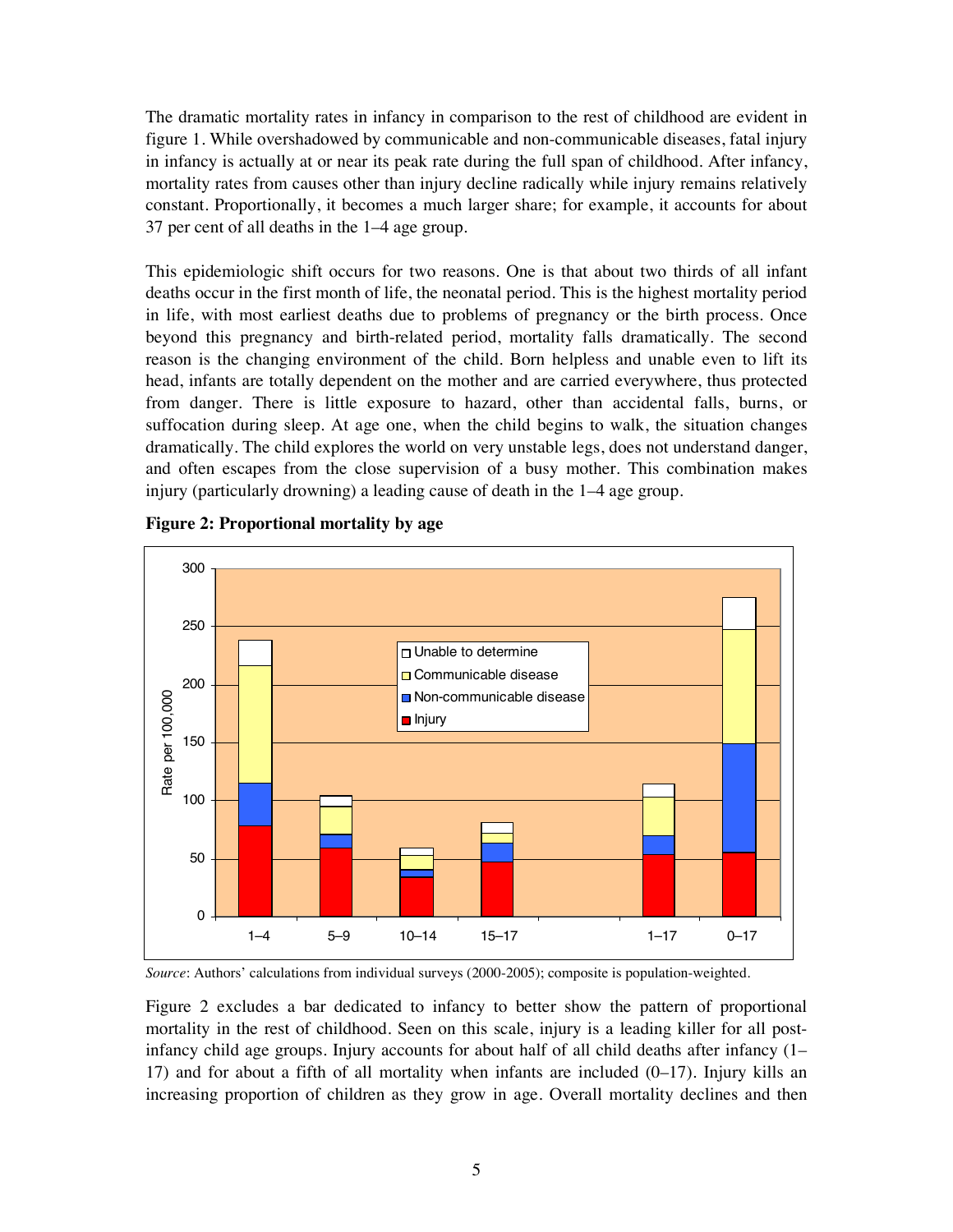The dramatic mortality rates in infancy in comparison to the rest of childhood are evident in figure 1. While overshadowed by communicable and non-communicable diseases, fatal injury in infancy is actually at or near its peak rate during the full span of childhood. After infancy, mortality rates from causes other than injury decline radically while injury remains relatively constant. Proportionally, it becomes a much larger share; for example, it accounts for about 37 per cent of all deaths in the 1–4 age group.

This epidemiologic shift occurs for two reasons. One is that about two thirds of all infant deaths occur in the first month of life, the neonatal period. This is the highest mortality period in life, with most earliest deaths due to problems of pregnancy or the birth process. Once beyond this pregnancy and birth-related period, mortality falls dramatically. The second reason is the changing environment of the child. Born helpless and unable even to lift its head, infants are totally dependent on the mother and are carried everywhere, thus protected from danger. There is little exposure to hazard, other than accidental falls, burns, or suffocation during sleep. At age one, when the child begins to walk, the situation changes dramatically. The child explores the world on very unstable legs, does not understand danger, and often escapes from the close supervision of a busy mother. This combination makes injury (particularly drowning) a leading cause of death in the 1–4 age group.

**Figure 2: Proportional mortality by age**

*Source*: Authors' calculations from individual surveys (2000-2005); composite is population-weighted.

Figure 2 excludes a bar dedicated to infancy to better show the pattern of proportional mortality in the rest of childhood. Seen on this scale, injury is a leading killer for all post-infancy child age groups. Injury accounts for about half of all child deaths after infancy (1–17) and for about a fifth of all mortality when infants are included (0–17). Injury kills an increasing proportion of children as they grow in age. Overall mortality declines and then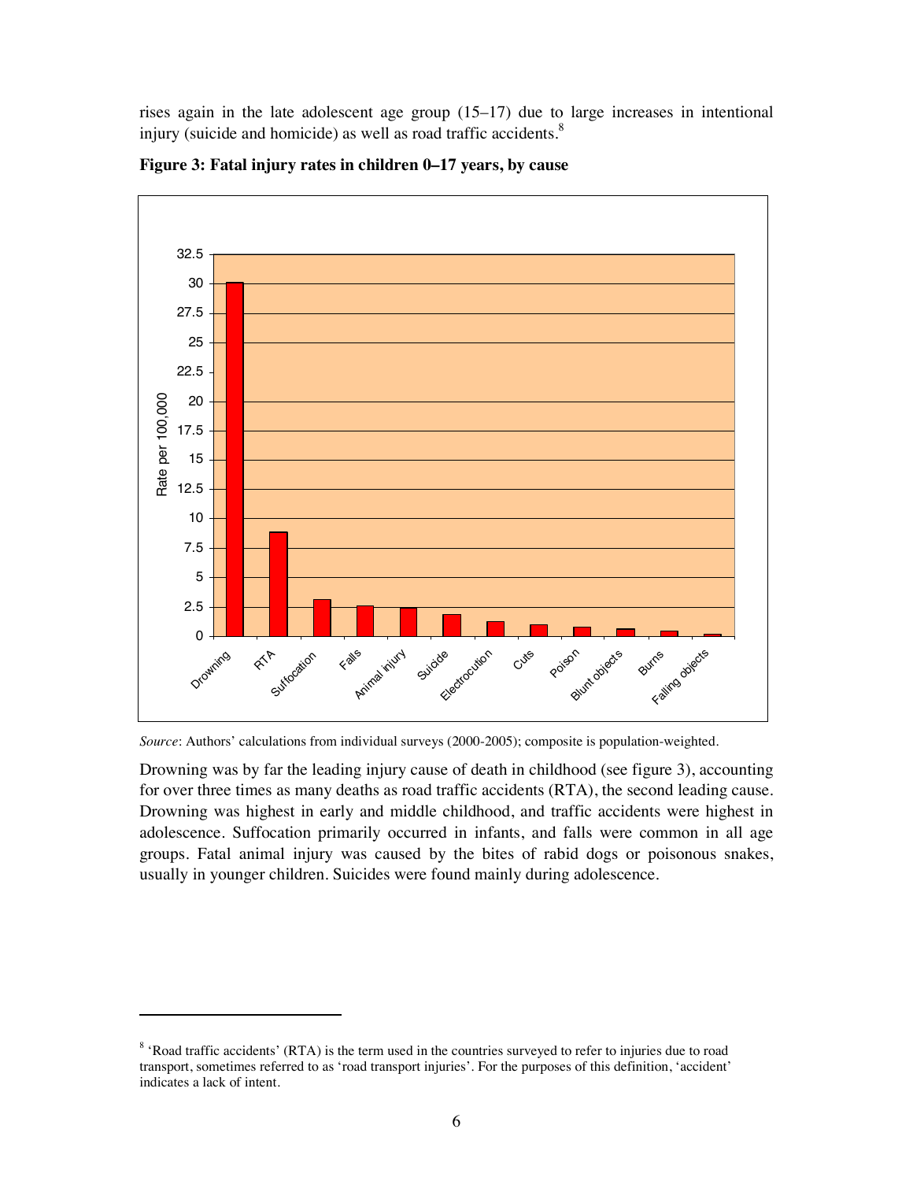rises again in the late adolescent age group (15–17) due to large increases in intentional injury (suicide and homicide) as well as road traffic accidents.[8]

**Figure 3: Fatal injury rates in children 0–17 years, by cause**

*Source*: Authors' calculations from individual surveys (2000-2005); composite is population-weighted.

Drowning was by far the leading injury cause of death in childhood (see figure 3), accounting for over three times as many deaths as road traffic accidents (RTA), the second leading cause. Drowning was highest in early and middle childhood, and traffic accidents were highest in adolescence. Suffocation primarily occurred in infants, and falls were common in all age groups. Fatal animal injury was caused by the bites of rabid dogs or poisonous snakes, usually in younger children. Suicides were found mainly during adolescence.

---

[8] 'Road traffic accidents' (RTA) is the term used in the countries surveyed to refer to injuries due to road transport, sometimes referred to as 'road transport injuries'. For the purposes of this definition, 'accident' indicates a lack of intent.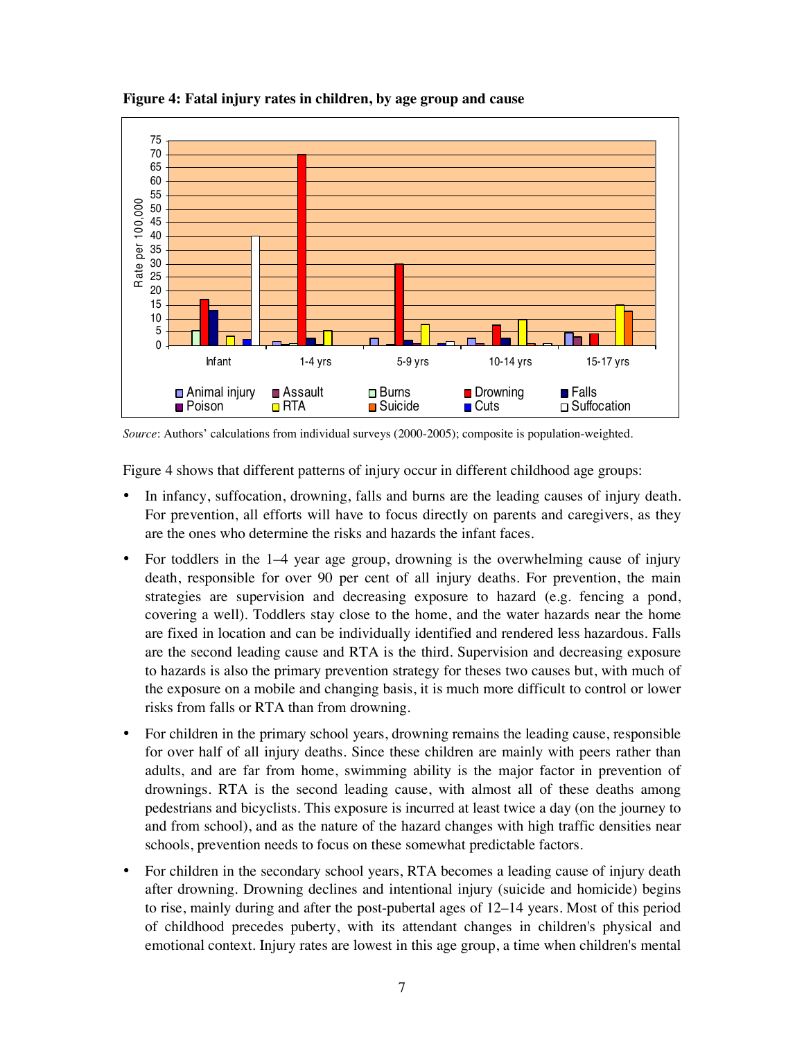**Figure 4: Fatal injury rates in children, by age group and cause**

*Source*: Authors' calculations from individual surveys (2000-2005); composite is population-weighted.

Figure 4 shows that different patterns of injury occur in different childhood age groups:

- In infancy, suffocation, drowning, falls and burns are the leading causes of injury death. For prevention, all efforts will have to focus directly on parents and caregivers, as they are the ones who determine the risks and hazards the infant faces.
- For toddlers in the 1–4 year age group, drowning is the overwhelming cause of injury death, responsible for over 90 per cent of all injury deaths. For prevention, the main strategies are supervision and decreasing exposure to hazard (e.g. fencing a pond, covering a well). Toddlers stay close to the home, and the water hazards near the home are fixed in location and can be individually identified and rendered less hazardous. Falls are the second leading cause and RTA is the third. Supervision and decreasing exposure to hazards is also the primary prevention strategy for theses two causes but, with much of the exposure on a mobile and changing basis, it is much more difficult to control or lower risks from falls or RTA than from drowning.
- For children in the primary school years, drowning remains the leading cause, responsible for over half of all injury deaths. Since these children are mainly with peers rather than adults, and are far from home, swimming ability is the major factor in prevention of drownings. RTA is the second leading cause, with almost all of these deaths among pedestrians and bicyclists. This exposure is incurred at least twice a day (on the journey to and from school), and as the nature of the hazard changes with high traffic densities near schools, prevention needs to focus on these somewhat predictable factors.
- For children in the secondary school years, RTA becomes a leading cause of injury death after drowning. Drowning declines and intentional injury (suicide and homicide) begins to rise, mainly during and after the post-pubertal ages of 12–14 years. Most of this period of childhood precedes puberty, with its attendant changes in children's physical and emotional context. Injury rates are lowest in this age group, a time when children's mental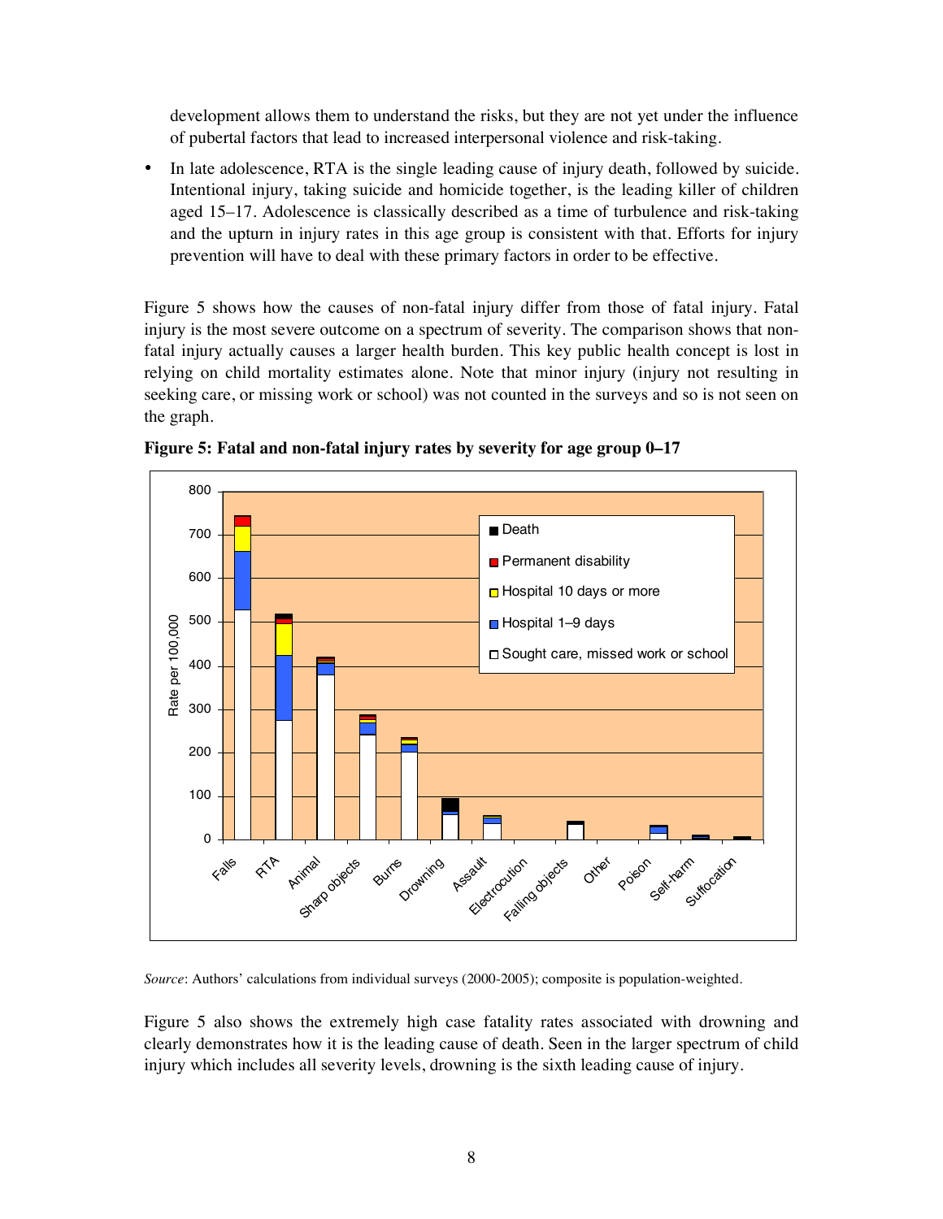development allows them to understand the risks, but they are not yet under the influence of pubertal factors that lead to increased interpersonal violence and risk-taking.

- In late adolescence, RTA is the single leading cause of injury death, followed by suicide. Intentional injury, taking suicide and homicide together, is the leading killer of children aged 15–17. Adolescence is classically described as a time of turbulence and risk-taking and the upturn in injury rates in this age group is consistent with that. Efforts for injury prevention will have to deal with these primary factors in order to be effective.

Figure 5 shows how the causes of non-fatal injury differ from those of fatal injury. Fatal injury is the most severe outcome on a spectrum of severity. The comparison shows that non-fatal injury actually causes a larger health burden. This key public health concept is lost in relying on child mortality estimates alone. Note that minor injury (injury not resulting in seeking care, or missing work or school) was not counted in the surveys and so is not seen on the graph.

**Figure 5: Fatal and non-fatal injury rates by severity for age group 0–17**

*Source*: Authors' calculations from individual surveys (2000-2005); composite is population-weighted.

Figure 5 also shows the extremely high case fatality rates associated with drowning and clearly demonstrates how it is the leading cause of death. Seen in the larger spectrum of child injury which includes all severity levels, drowning is the sixth leading cause of injury.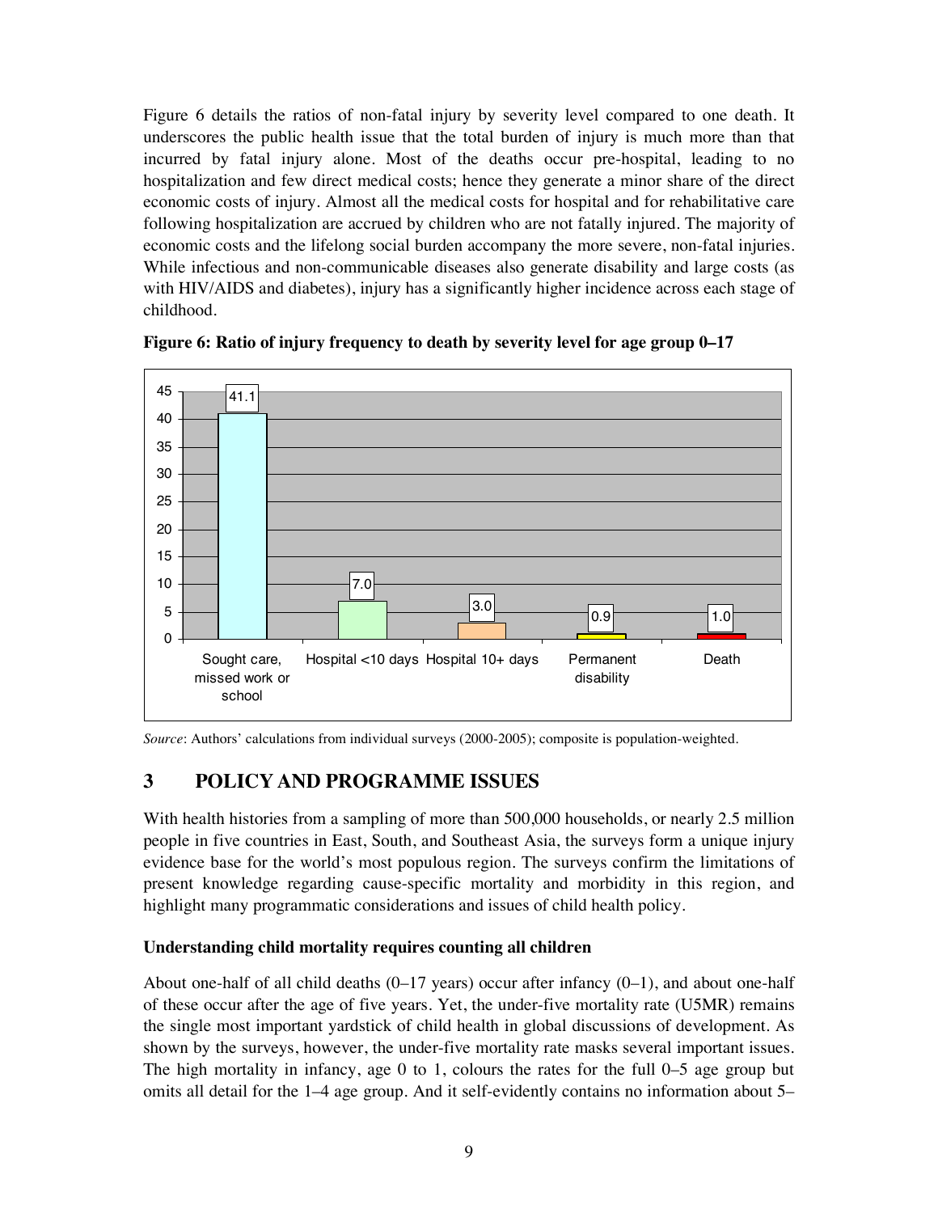Figure 6 details the ratios of non-fatal injury by severity level compared to one death. It underscores the public health issue that the total burden of injury is much more than that incurred by fatal injury alone. Most of the deaths occur pre-hospital, leading to no hospitalization and few direct medical costs; hence they generate a minor share of the direct economic costs of injury. Almost all the medical costs for hospital and for rehabilitative care following hospitalization are accrued by children who are not fatally injured. The majority of economic costs and the lifelong social burden accompany the more severe, non-fatal injuries. While infectious and non-communicable diseases also generate disability and large costs (as with HIV/AIDS and diabetes), injury has a significantly higher incidence across each stage of childhood.

**Figure 6: Ratio of injury frequency to death by severity level for age group 0–17**

| Severity level | Ratio |
|---|---|
| Sought care, missed work or school | 41.1 |
| Hospital <10 days | 7.0 |
| Hospital 10+ days | 3.0 |
| Permanent disability | 0.9 |
| Death | 1.0 |

*Source*: Authors' calculations from individual surveys (2000-2005); composite is population-weighted.

## 3 POLICY AND PROGRAMME ISSUES

With health histories from a sampling of more than 500,000 households, or nearly 2.5 million people in five countries in East, South, and Southeast Asia, the surveys form a unique injury evidence base for the world's most populous region. The surveys confirm the limitations of present knowledge regarding cause-specific mortality and morbidity in this region, and highlight many programmatic considerations and issues of child health policy.

**Understanding child mortality requires counting all children**

About one-half of all child deaths (0–17 years) occur after infancy (0–1), and about one-half of these occur after the age of five years. Yet, the under-five mortality rate (U5MR) remains the single most important yardstick of child health in global discussions of development. As shown by the surveys, however, the under-five mortality rate masks several important issues. The high mortality in infancy, age 0 to 1, colours the rates for the full 0–5 age group but omits all detail for the 1–4 age group. And it self-evidently contains no information about 5–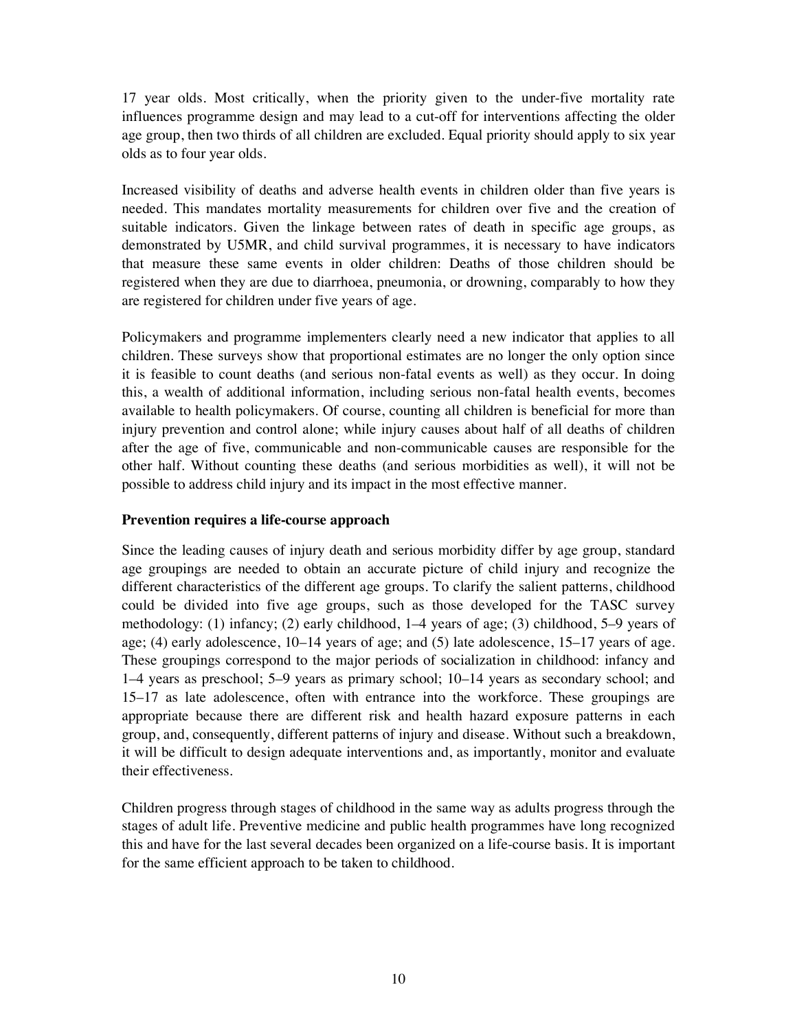17 year olds. Most critically, when the priority given to the under-five mortality rate influences programme design and may lead to a cut-off for interventions affecting the older age group, then two thirds of all children are excluded. Equal priority should apply to six year olds as to four year olds.

Increased visibility of deaths and adverse health events in children older than five years is needed. This mandates mortality measurements for children over five and the creation of suitable indicators. Given the linkage between rates of death in specific age groups, as demonstrated by U5MR, and child survival programmes, it is necessary to have indicators that measure these same events in older children: Deaths of those children should be registered when they are due to diarrhoea, pneumonia, or drowning, comparably to how they are registered for children under five years of age.

Policymakers and programme implementers clearly need a new indicator that applies to all children. These surveys show that proportional estimates are no longer the only option since it is feasible to count deaths (and serious non-fatal events as well) as they occur. In doing this, a wealth of additional information, including serious non-fatal health events, becomes available to health policymakers. Of course, counting all children is beneficial for more than injury prevention and control alone; while injury causes about half of all deaths of children after the age of five, communicable and non-communicable causes are responsible for the other half. Without counting these deaths (and serious morbidities as well), it will not be possible to address child injury and its impact in the most effective manner.

**Prevention requires a life-course approach**

Since the leading causes of injury death and serious morbidity differ by age group, standard age groupings are needed to obtain an accurate picture of child injury and recognize the different characteristics of the different age groups. To clarify the salient patterns, childhood could be divided into five age groups, such as those developed for the TASC survey methodology: (1) infancy; (2) early childhood, 1–4 years of age; (3) childhood, 5–9 years of age; (4) early adolescence, 10–14 years of age; and (5) late adolescence, 15–17 years of age. These groupings correspond to the major periods of socialization in childhood: infancy and 1–4 years as preschool; 5–9 years as primary school; 10–14 years as secondary school; and 15–17 as late adolescence, often with entrance into the workforce. These groupings are appropriate because there are different risk and health hazard exposure patterns in each group, and, consequently, different patterns of injury and disease. Without such a breakdown, it will be difficult to design adequate interventions and, as importantly, monitor and evaluate their effectiveness.

Children progress through stages of childhood in the same way as adults progress through the stages of adult life. Preventive medicine and public health programmes have long recognized this and have for the last several decades been organized on a life-course basis. It is important for the same efficient approach to be taken to childhood.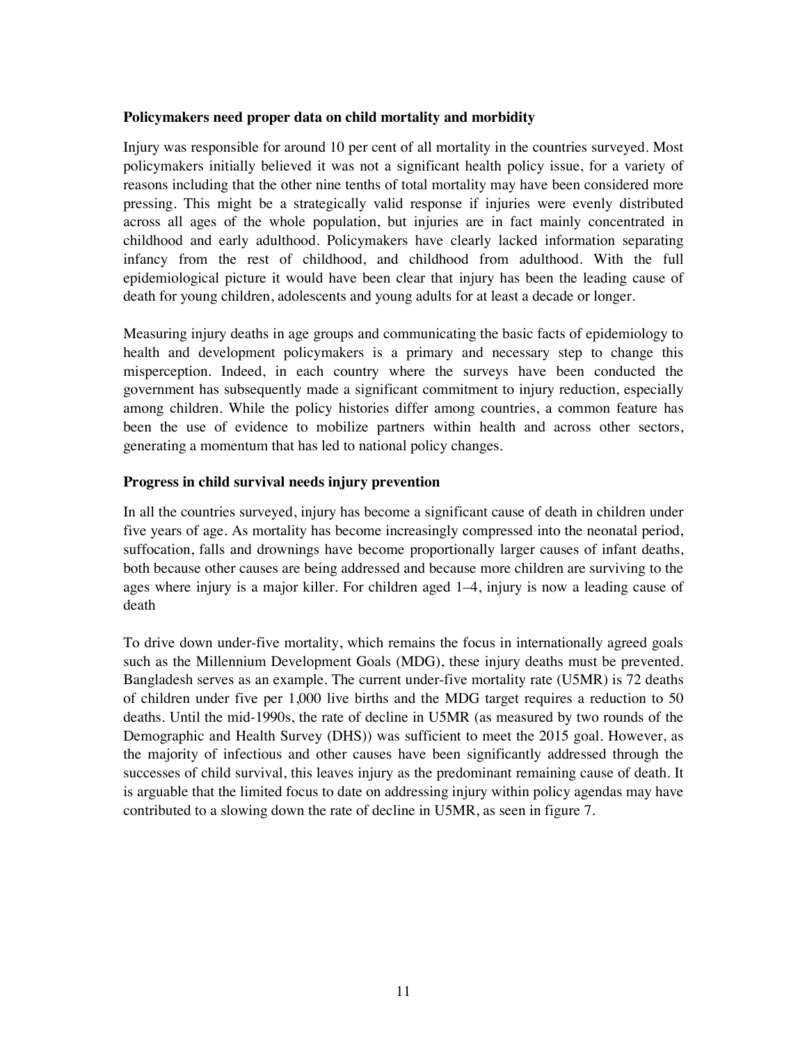**Policymakers need proper data on child mortality and morbidity**

Injury was responsible for around 10 per cent of all mortality in the countries surveyed. Most policymakers initially believed it was not a significant health policy issue, for a variety of reasons including that the other nine tenths of total mortality may have been considered more pressing. This might be a strategically valid response if injuries were evenly distributed across all ages of the whole population, but injuries are in fact mainly concentrated in childhood and early adulthood. Policymakers have clearly lacked information separating infancy from the rest of childhood, and childhood from adulthood. With the full epidemiological picture it would have been clear that injury has been the leading cause of death for young children, adolescents and young adults for at least a decade or longer.

Measuring injury deaths in age groups and communicating the basic facts of epidemiology to health and development policymakers is a primary and necessary step to change this misperception. Indeed, in each country where the surveys have been conducted the government has subsequently made a significant commitment to injury reduction, especially among children. While the policy histories differ among countries, a common feature has been the use of evidence to mobilize partners within health and across other sectors, generating a momentum that has led to national policy changes.

**Progress in child survival needs injury prevention**

In all the countries surveyed, injury has become a significant cause of death in children under five years of age. As mortality has become increasingly compressed into the neonatal period, suffocation, falls and drownings have become proportionally larger causes of infant deaths, both because other causes are being addressed and because more children are surviving to the ages where injury is a major killer. For children aged 1–4, injury is now a leading cause of death

To drive down under-five mortality, which remains the focus in internationally agreed goals such as the Millennium Development Goals (MDG), these injury deaths must be prevented. Bangladesh serves as an example. The current under-five mortality rate (U5MR) is 72 deaths of children under five per 1,000 live births and the MDG target requires a reduction to 50 deaths. Until the mid-1990s, the rate of decline in U5MR (as measured by two rounds of the Demographic and Health Survey (DHS)) was sufficient to meet the 2015 goal. However, as the majority of infectious and other causes have been significantly addressed through the successes of child survival, this leaves injury as the predominant remaining cause of death. It is arguable that the limited focus to date on addressing injury within policy agendas may have contributed to a slowing down the rate of decline in U5MR, as seen in figure 7.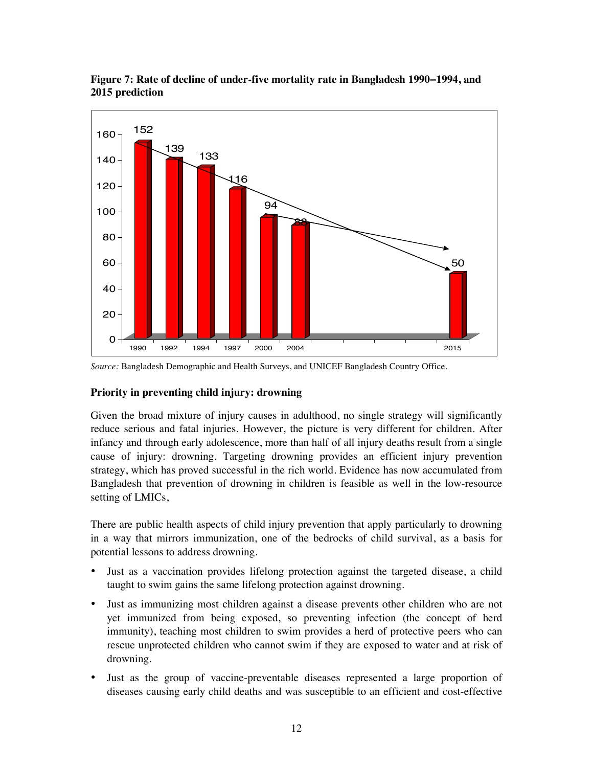**Figure 7: Rate of decline of under-five mortality rate in Bangladesh 1990–1994, and 2015 prediction**

| Year | Under-five mortality rate |
|---|---|
| 1990 | 152 |
| 1992 | 139 |
| 1994 | 133 |
| 1997 | 116 |
| 2000 | 94 |
| 2004 | 88 |
| 2015 | 50 |

*Source:* Bangladesh Demographic and Health Surveys, and UNICEF Bangladesh Country Office.

### Priority in preventing child injury: drowning

Given the broad mixture of injury causes in adulthood, no single strategy will significantly reduce serious and fatal injuries. However, the picture is very different for children. After infancy and through early adolescence, more than half of all injury deaths result from a single cause of injury: drowning. Targeting drowning provides an efficient injury prevention strategy, which has proved successful in the rich world. Evidence has now accumulated from Bangladesh that prevention of drowning in children is feasible as well in the low-resource setting of LMICs,

There are public health aspects of child injury prevention that apply particularly to drowning in a way that mirrors immunization, one of the bedrocks of child survival, as a basis for potential lessons to address drowning.

- Just as a vaccination provides lifelong protection against the targeted disease, a child taught to swim gains the same lifelong protection against drowning.
- Just as immunizing most children against a disease prevents other children who are not yet immunized from being exposed, so preventing infection (the concept of herd immunity), teaching most children to swim provides a herd of protective peers who can rescue unprotected children who cannot swim if they are exposed to water and at risk of drowning.
- Just as the group of vaccine-preventable diseases represented a large proportion of diseases causing early child deaths and was susceptible to an efficient and cost-effective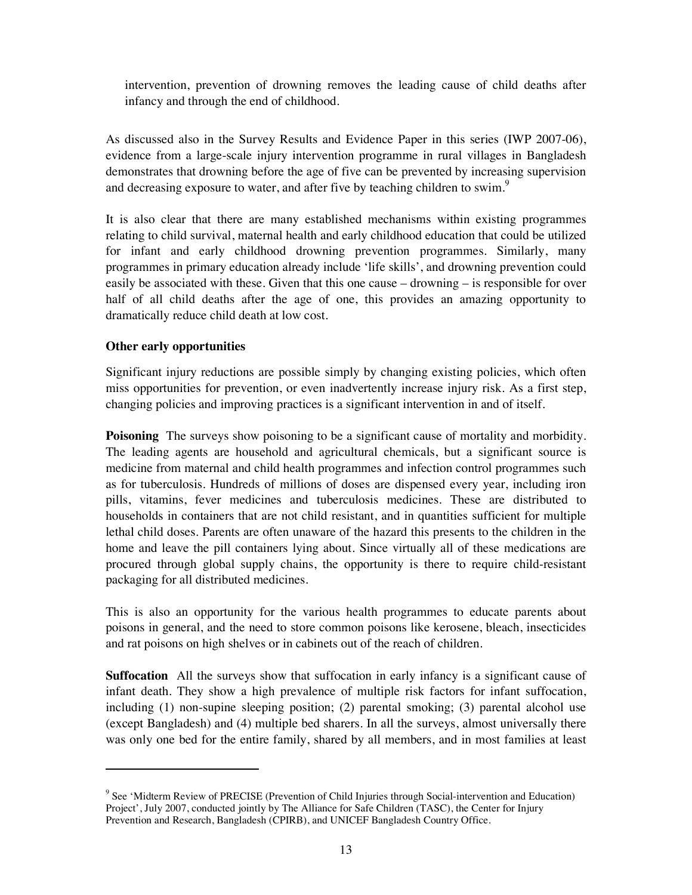intervention, prevention of drowning removes the leading cause of child deaths after infancy and through the end of childhood.

As discussed also in the Survey Results and Evidence Paper in this series (IWP 2007-06), evidence from a large-scale injury intervention programme in rural villages in Bangladesh demonstrates that drowning before the age of five can be prevented by increasing supervision and decreasing exposure to water, and after five by teaching children to swim.[9]

It is also clear that there are many established mechanisms within existing programmes relating to child survival, maternal health and early childhood education that could be utilized for infant and early childhood drowning prevention programmes. Similarly, many programmes in primary education already include 'life skills', and drowning prevention could easily be associated with these. Given that this one cause – drowning – is responsible for over half of all child deaths after the age of one, this provides an amazing opportunity to dramatically reduce child death at low cost.

**Other early opportunities**

Significant injury reductions are possible simply by changing existing policies, which often miss opportunities for prevention, or even inadvertently increase injury risk. As a first step, changing policies and improving practices is a significant intervention in and of itself.

**Poisoning** The surveys show poisoning to be a significant cause of mortality and morbidity. The leading agents are household and agricultural chemicals, but a significant source is medicine from maternal and child health programmes and infection control programmes such as for tuberculosis. Hundreds of millions of doses are dispensed every year, including iron pills, vitamins, fever medicines and tuberculosis medicines. These are distributed to households in containers that are not child resistant, and in quantities sufficient for multiple lethal child doses. Parents are often unaware of the hazard this presents to the children in the home and leave the pill containers lying about. Since virtually all of these medications are procured through global supply chains, the opportunity is there to require child-resistant packaging for all distributed medicines.

This is also an opportunity for the various health programmes to educate parents about poisons in general, and the need to store common poisons like kerosene, bleach, insecticides and rat poisons on high shelves or in cabinets out of the reach of children.

**Suffocation** All the surveys show that suffocation in early infancy is a significant cause of infant death. They show a high prevalence of multiple risk factors for infant suffocation, including (1) non-supine sleeping position; (2) parental smoking; (3) parental alcohol use (except Bangladesh) and (4) multiple bed sharers. In all the surveys, almost universally there was only one bed for the entire family, shared by all members, and in most families at least

---

[9] See 'Midterm Review of PRECISE (Prevention of Child Injuries through Social-intervention and Education) Project', July 2007, conducted jointly by The Alliance for Safe Children (TASC), the Center for Injury Prevention and Research, Bangladesh (CPIRB), and UNICEF Bangladesh Country Office.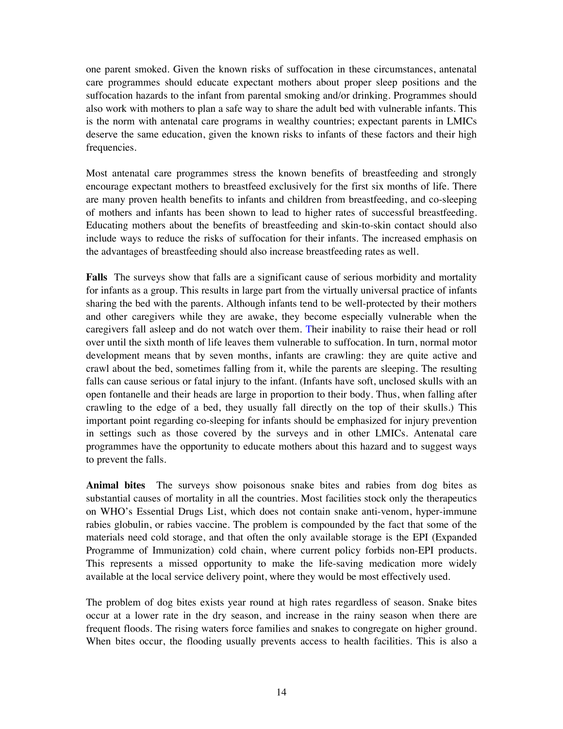one parent smoked. Given the known risks of suffocation in these circumstances, antenatal care programmes should educate expectant mothers about proper sleep positions and the suffocation hazards to the infant from parental smoking and/or drinking. Programmes should also work with mothers to plan a safe way to share the adult bed with vulnerable infants. This is the norm with antenatal care programs in wealthy countries; expectant parents in LMICs deserve the same education, given the known risks to infants of these factors and their high frequencies.

Most antenatal care programmes stress the known benefits of breastfeeding and strongly encourage expectant mothers to breastfeed exclusively for the first six months of life. There are many proven health benefits to infants and children from breastfeeding, and co-sleeping of mothers and infants has been shown to lead to higher rates of successful breastfeeding. Educating mothers about the benefits of breastfeeding and skin-to-skin contact should also include ways to reduce the risks of suffocation for their infants. The increased emphasis on the advantages of breastfeeding should also increase breastfeeding rates as well.

**Falls** The surveys show that falls are a significant cause of serious morbidity and mortality for infants as a group. This results in large part from the virtually universal practice of infants sharing the bed with the parents. Although infants tend to be well-protected by their mothers and other caregivers while they are awake, they become especially vulnerable when the caregivers fall asleep and do not watch over them. Their inability to raise their head or roll over until the sixth month of life leaves them vulnerable to suffocation. In turn, normal motor development means that by seven months, infants are crawling: they are quite active and crawl about the bed, sometimes falling from it, while the parents are sleeping. The resulting falls can cause serious or fatal injury to the infant. (Infants have soft, unclosed skulls with an open fontanelle and their heads are large in proportion to their body. Thus, when falling after crawling to the edge of a bed, they usually fall directly on the top of their skulls.) This important point regarding co-sleeping for infants should be emphasized for injury prevention in settings such as those covered by the surveys and in other LMICs. Antenatal care programmes have the opportunity to educate mothers about this hazard and to suggest ways to prevent the falls.

**Animal bites** The surveys show poisonous snake bites and rabies from dog bites as substantial causes of mortality in all the countries. Most facilities stock only the therapeutics on WHO's Essential Drugs List, which does not contain snake anti-venom, hyper-immune rabies globulin, or rabies vaccine. The problem is compounded by the fact that some of the materials need cold storage, and that often the only available storage is the EPI (Expanded Programme of Immunization) cold chain, where current policy forbids non-EPI products. This represents a missed opportunity to make the life-saving medication more widely available at the local service delivery point, where they would be most effectively used.

The problem of dog bites exists year round at high rates regardless of season. Snake bites occur at a lower rate in the dry season, and increase in the rainy season when there are frequent floods. The rising waters force families and snakes to congregate on higher ground. When bites occur, the flooding usually prevents access to health facilities. This is also a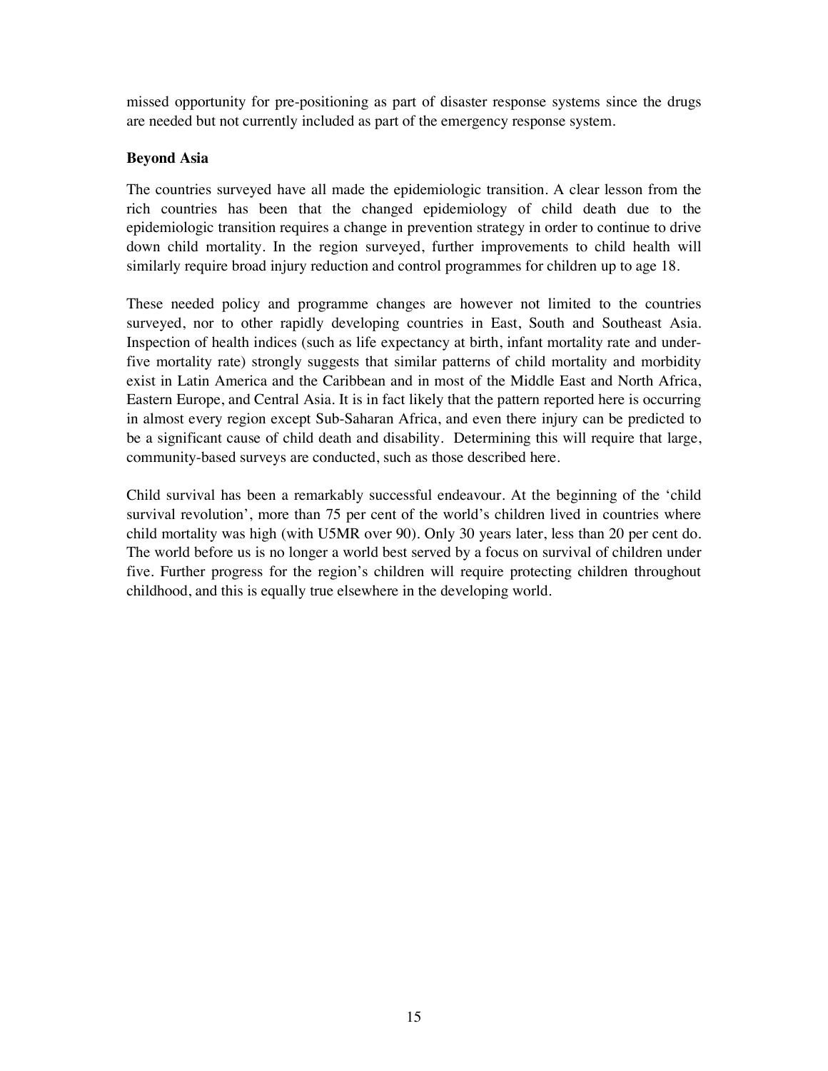missed opportunity for pre-positioning as part of disaster response systems since the drugs are needed but not currently included as part of the emergency response system.

**Beyond Asia**

The countries surveyed have all made the epidemiologic transition. A clear lesson from the rich countries has been that the changed epidemiology of child death due to the epidemiologic transition requires a change in prevention strategy in order to continue to drive down child mortality. In the region surveyed, further improvements to child health will similarly require broad injury reduction and control programmes for children up to age 18.

These needed policy and programme changes are however not limited to the countries surveyed, nor to other rapidly developing countries in East, South and Southeast Asia. Inspection of health indices (such as life expectancy at birth, infant mortality rate and under-five mortality rate) strongly suggests that similar patterns of child mortality and morbidity exist in Latin America and the Caribbean and in most of the Middle East and North Africa, Eastern Europe, and Central Asia. It is in fact likely that the pattern reported here is occurring in almost every region except Sub-Saharan Africa, and even there injury can be predicted to be a significant cause of child death and disability. Determining this will require that large, community-based surveys are conducted, such as those described here.

Child survival has been a remarkably successful endeavour. At the beginning of the 'child survival revolution', more than 75 per cent of the world's children lived in countries where child mortality was high (with U5MR over 90). Only 30 years later, less than 20 per cent do. The world before us is no longer a world best served by a focus on survival of children under five. Further progress for the region's children will require protecting children throughout childhood, and this is equally true elsewhere in the developing world.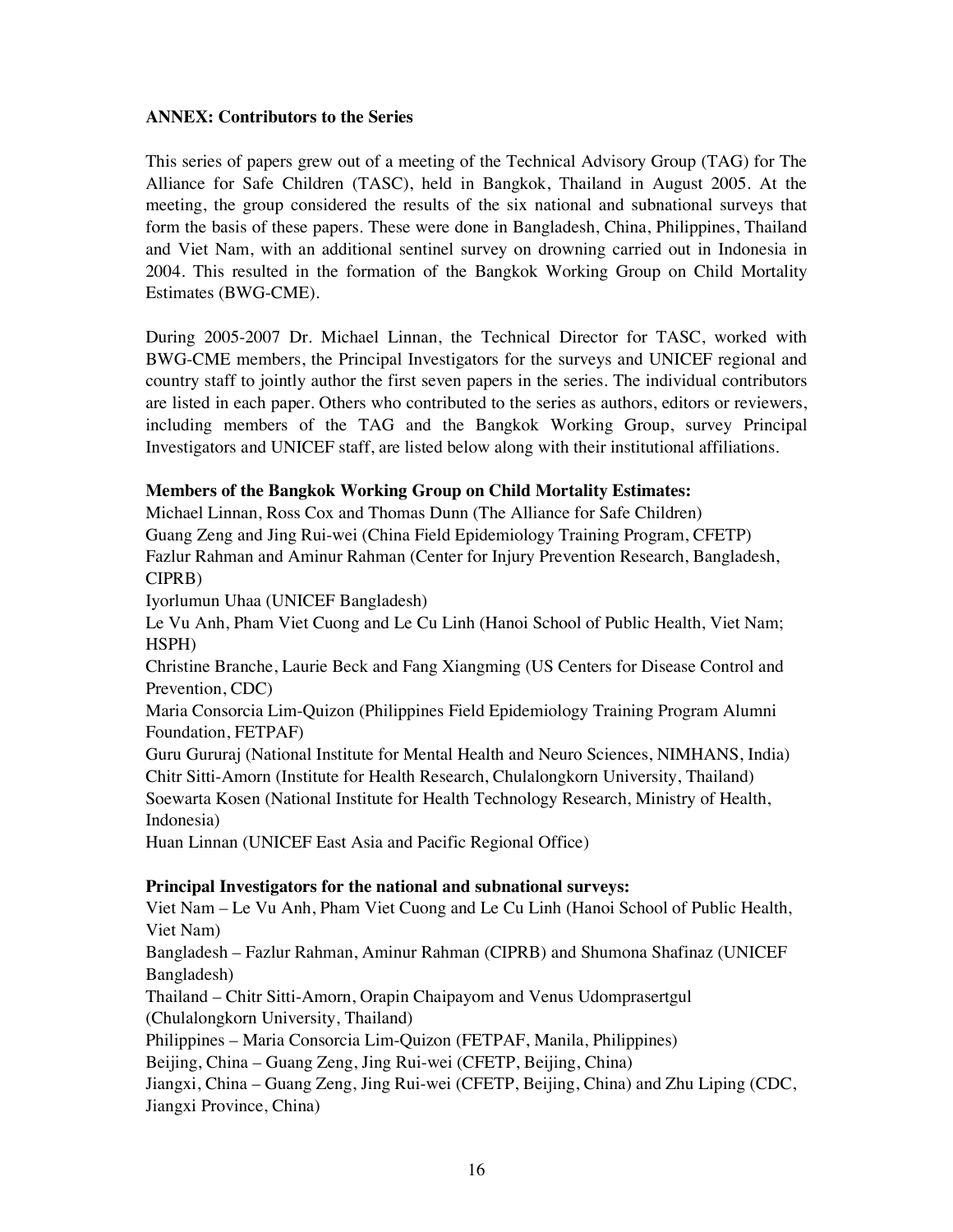**ANNEX: Contributors to the Series**

This series of papers grew out of a meeting of the Technical Advisory Group (TAG) for The Alliance for Safe Children (TASC), held in Bangkok, Thailand in August 2005. At the meeting, the group considered the results of the six national and subnational surveys that form the basis of these papers. These were done in Bangladesh, China, Philippines, Thailand and Viet Nam, with an additional sentinel survey on drowning carried out in Indonesia in 2004. This resulted in the formation of the Bangkok Working Group on Child Mortality Estimates (BWG-CME).

During 2005-2007 Dr. Michael Linnan, the Technical Director for TASC, worked with BWG-CME members, the Principal Investigators for the surveys and UNICEF regional and country staff to jointly author the first seven papers in the series. The individual contributors are listed in each paper. Others who contributed to the series as authors, editors or reviewers, including members of the TAG and the Bangkok Working Group, survey Principal Investigators and UNICEF staff, are listed below along with their institutional affiliations.

**Members of the Bangkok Working Group on Child Mortality Estimates:**

Michael Linnan, Ross Cox and Thomas Dunn (The Alliance for Safe Children)
Guang Zeng and Jing Rui-wei (China Field Epidemiology Training Program, CFETP)
Fazlur Rahman and Aminur Rahman (Center for Injury Prevention Research, Bangladesh, CIPRB)
Iyorlumun Uhaa (UNICEF Bangladesh)
Le Vu Anh, Pham Viet Cuong and Le Cu Linh (Hanoi School of Public Health, Viet Nam; HSPH)
Christine Branche, Laurie Beck and Fang Xiangming (US Centers for Disease Control and Prevention, CDC)
Maria Consorcia Lim-Quizon (Philippines Field Epidemiology Training Program Alumni Foundation, FETPAF)
Guru Gururaj (National Institute for Mental Health and Neuro Sciences, NIMHANS, India)
Chitr Sitti-Amorn (Institute for Health Research, Chulalongkorn University, Thailand)
Soewarta Kosen (National Institute for Health Technology Research, Ministry of Health, Indonesia)
Huan Linnan (UNICEF East Asia and Pacific Regional Office)

**Principal Investigators for the national and subnational surveys:**

Viet Nam – Le Vu Anh, Pham Viet Cuong and Le Cu Linh (Hanoi School of Public Health, Viet Nam)
Bangladesh – Fazlur Rahman, Aminur Rahman (CIPRB) and Shumona Shafinaz (UNICEF Bangladesh)
Thailand – Chitr Sitti-Amorn, Orapin Chaipayom and Venus Udomprasertgul (Chulalongkorn University, Thailand)
Philippines – Maria Consorcia Lim-Quizon (FETPAF, Manila, Philippines)
Beijing, China – Guang Zeng, Jing Rui-wei (CFETP, Beijing, China)
Jiangxi, China – Guang Zeng, Jing Rui-wei (CFETP, Beijing, China) and Zhu Liping (CDC, Jiangxi Province, China)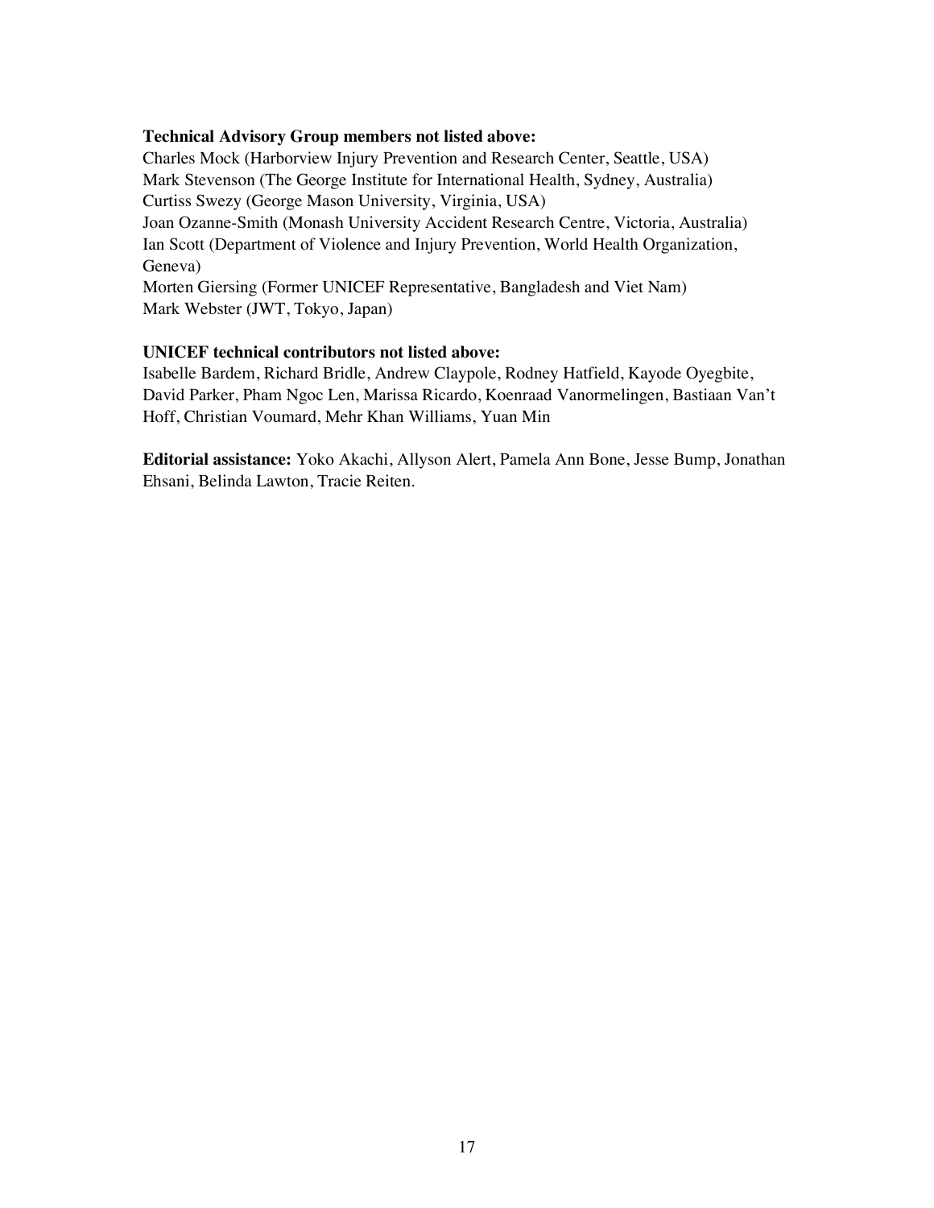**Technical Advisory Group members not listed above:**

Charles Mock (Harborview Injury Prevention and Research Center, Seattle, USA)
Mark Stevenson (The George Institute for International Health, Sydney, Australia)
Curtiss Swezy (George Mason University, Virginia, USA)
Joan Ozanne-Smith (Monash University Accident Research Centre, Victoria, Australia)
Ian Scott (Department of Violence and Injury Prevention, World Health Organization, Geneva)
Morten Giersing (Former UNICEF Representative, Bangladesh and Viet Nam)
Mark Webster (JWT, Tokyo, Japan)

**UNICEF technical contributors not listed above:**

Isabelle Bardem, Richard Bridle, Andrew Claypole, Rodney Hatfield, Kayode Oyegbite, David Parker, Pham Ngoc Len, Marissa Ricardo, Koenraad Vanormelingen, Bastiaan Van't Hoff, Christian Voumard, Mehr Khan Williams, Yuan Min

**Editorial assistance:** Yoko Akachi, Allyson Alert, Pamela Ann Bone, Jesse Bump, Jonathan Ehsani, Belinda Lawton, Tracie Reiten.